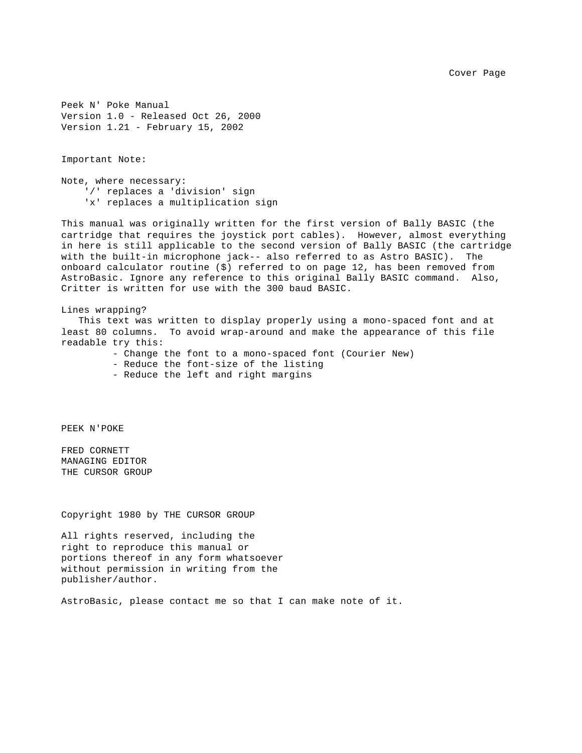Cover Page

Peek N' Poke Manual
Version 1.0 - Released Oct 26, 2000
Version 1.21 - February 15, 2002

Important Note:

Note, where necessary:
- '/' replaces a 'division' sign
- 'x' replaces a multiplication sign

This manual was originally written for the first version of Bally BASIC (the cartridge that requires the joystick port cables). However, almost everything in here is still applicable to the second version of Bally BASIC (the cartridge with the built-in microphone jack-- also referred to as Astro BASIC). The onboard calculator routine ($) referred to on page 12, has been removed from AstroBasic. Ignore any reference to this original Bally BASIC command. Also, Critter is written for use with the 300 baud BASIC.

Lines wrapping?

This text was written to display properly using a mono-spaced font and at least 80 columns. To avoid wrap-around and make the appearance of this file readable try this:

- Change the font to a mono-spaced font (Courier New)
- Reduce the font-size of the listing
- Reduce the left and right margins

PEEK N'POKE

FRED CORNETT
MANAGING EDITOR
THE CURSOR GROUP

Copyright 1980 by THE CURSOR GROUP

All rights reserved, including the right to reproduce this manual or portions thereof in any form whatsoever without permission in writing from the publisher/author.

AstroBasic, please contact me so that I can make note of it.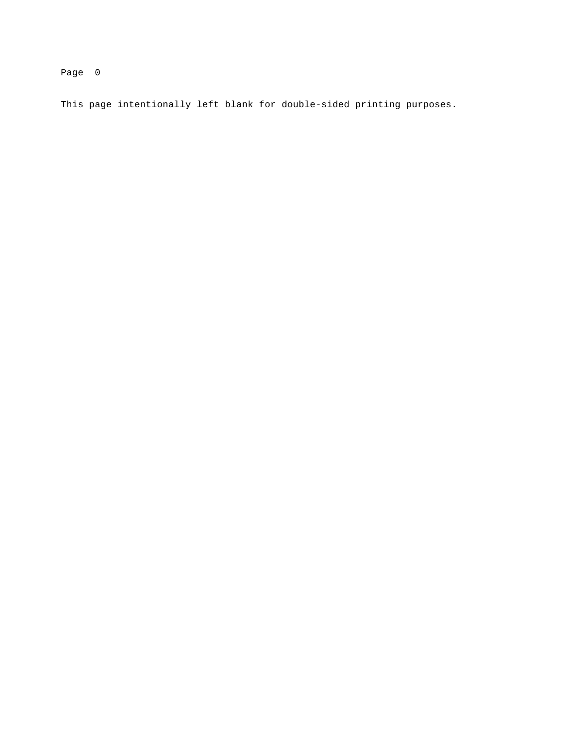This page intentionally left blank for double-sided printing purposes.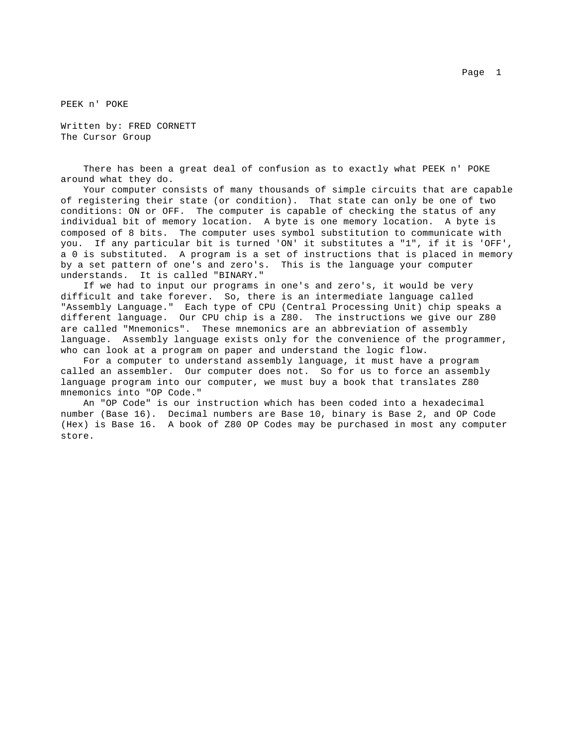PEEK n' POKE

Written by: FRED CORNETT
The Cursor Group

There has been a great deal of confusion as to exactly what PEEK n' POKE around what they do.

Your computer consists of many thousands of simple circuits that are capable of registering their state (or condition). That state can only be one of two conditions: ON or OFF. The computer is capable of checking the status of any individual bit of memory location. A byte is one memory location. A byte is composed of 8 bits. The computer uses symbol substitution to communicate with you. If any particular bit is turned 'ON' it substitutes a "1", if it is 'OFF', a 0 is substituted. A program is a set of instructions that is placed in memory by a set pattern of one's and zero's. This is the language your computer understands. It is called "BINARY."

If we had to input our programs in one's and zero's, it would be very difficult and take forever. So, there is an intermediate language called "Assembly Language." Each type of CPU (Central Processing Unit) chip speaks a different language. Our CPU chip is a Z80. The instructions we give our Z80 are called "Mnemonics". These mnemonics are an abbreviation of assembly language. Assembly language exists only for the convenience of the programmer, who can look at a program on paper and understand the logic flow.

For a computer to understand assembly language, it must have a program called an assembler. Our computer does not. So for us to force an assembly language program into our computer, we must buy a book that translates Z80 mnemonics into "OP Code."

An "OP Code" is our instruction which has been coded into a hexadecimal number (Base 16). Decimal numbers are Base 10, binary is Base 2, and OP Code (Hex) is Base 16. A book of Z80 OP Codes may be purchased in most any computer store.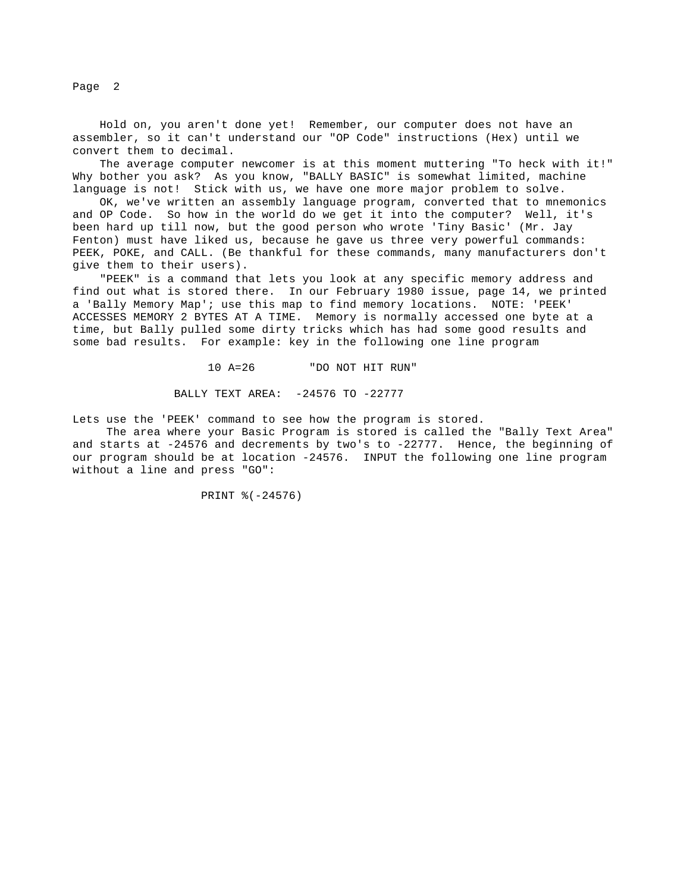Hold on, you aren't done yet! Remember, our computer does not have an assembler, so it can't understand our "OP Code" instructions (Hex) until we convert them to decimal.

The average computer newcomer is at this moment muttering "To heck with it!" Why bother you ask? As you know, "BALLY BASIC" is somewhat limited, machine language is not! Stick with us, we have one more major problem to solve.

OK, we've written an assembly language program, converted that to mnemonics and OP Code. So how in the world do we get it into the computer? Well, it's been hard up till now, but the good person who wrote 'Tiny Basic' (Mr. Jay Fenton) must have liked us, because he gave us three very powerful commands: PEEK, POKE, and CALL. (Be thankful for these commands, many manufacturers don't give them to their users).

"PEEK" is a command that lets you look at any specific memory address and find out what is stored there. In our February 1980 issue, page 14, we printed a 'Bally Memory Map'; use this map to find memory locations. NOTE: 'PEEK' ACCESSES MEMORY 2 BYTES AT A TIME. Memory is normally accessed one byte at a time, but Bally pulled some dirty tricks which has had some good results and some bad results. For example: key in the following one line program

```
10 A=26        "DO NOT HIT RUN"
```

BALLY TEXT AREA: -24576 TO -22777

Lets use the 'PEEK' command to see how the program is stored.

The area where your Basic Program is stored is called the "Bally Text Area" and starts at -24576 and decrements by two's to -22777. Hence, the beginning of our program should be at location -24576. INPUT the following one line program without a line and press "GO":

```
PRINT %(-24576)
```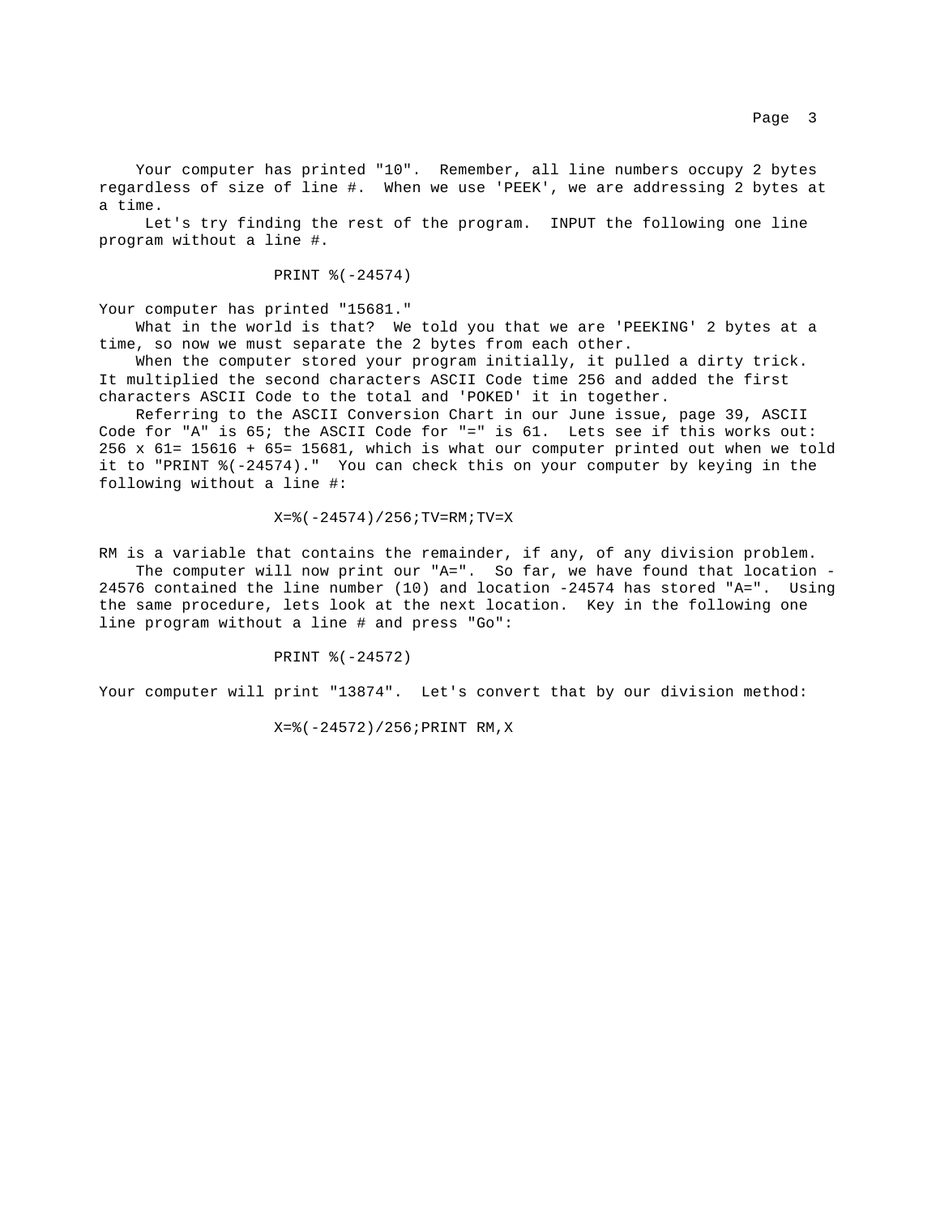Your computer has printed "10". Remember, all line numbers occupy 2 bytes regardless of size of line #. When we use 'PEEK', we are addressing 2 bytes at a time.

Let's try finding the rest of the program. INPUT the following one line program without a line #.

```
PRINT %(-24574)
```

Your computer has printed "15681."

What in the world is that? We told you that we are 'PEEKING' 2 bytes at a time, so now we must separate the 2 bytes from each other.

When the computer stored your program initially, it pulled a dirty trick. It multiplied the second characters ASCII Code time 256 and added the first characters ASCII Code to the total and 'POKED' it in together.

Referring to the ASCII Conversion Chart in our June issue, page 39, ASCII Code for "A" is 65; the ASCII Code for "=" is 61. Lets see if this works out: 256 x 61= 15616 + 65= 15681, which is what our computer printed out when we told it to "PRINT %(-24574)." You can check this on your computer by keying in the following without a line #:

```
X=%(-24574)/256;TV=RM;TV=X
```

RM is a variable that contains the remainder, if any, of any division problem.

The computer will now print our "A=". So far, we have found that location -24576 contained the line number (10) and location -24574 has stored "A=". Using the same procedure, lets look at the next location. Key in the following one line program without a line # and press "Go":

```
PRINT %(-24572)
```

Your computer will print "13874". Let's convert that by our division method:

```
X=%(-24572)/256;PRINT RM,X
```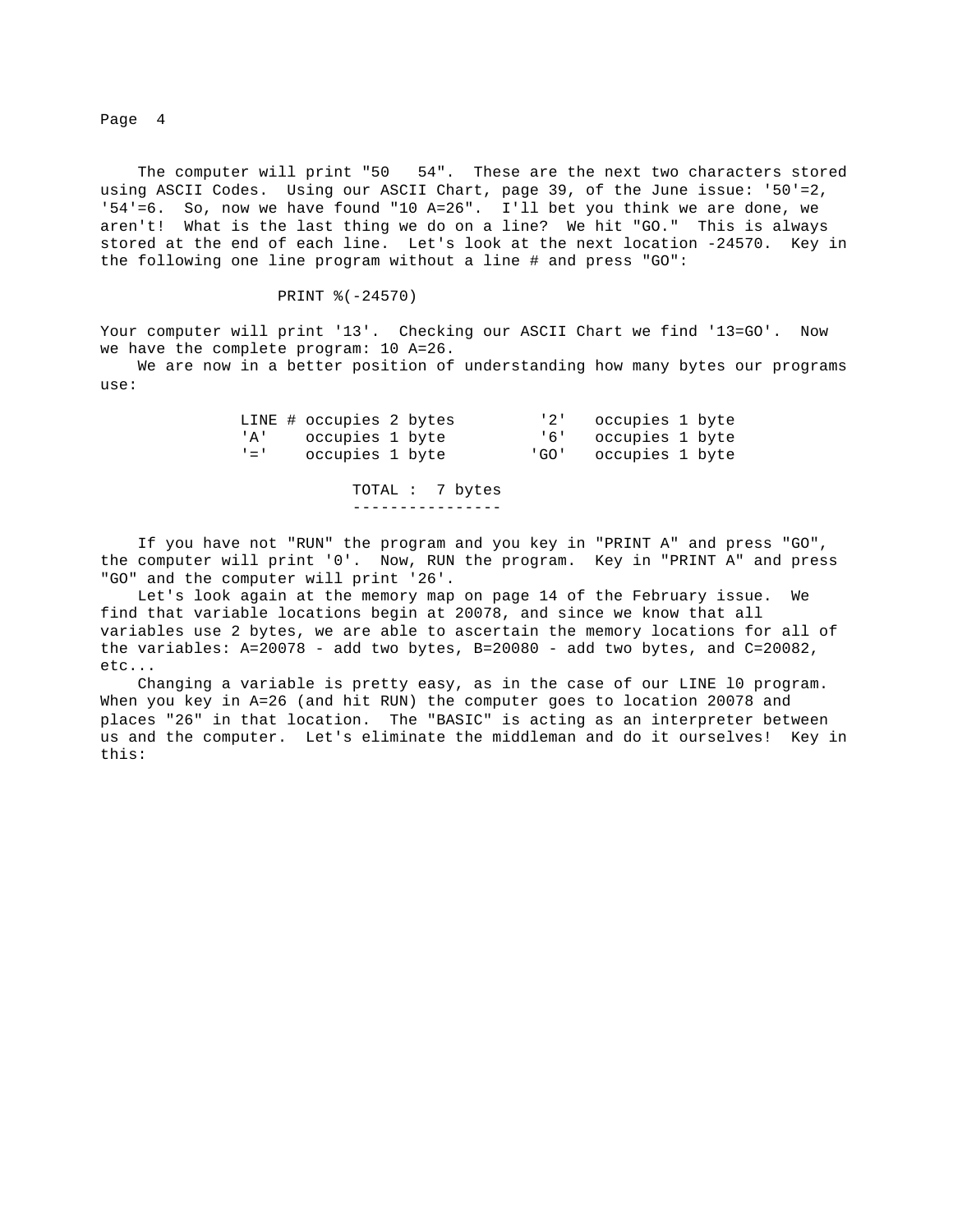The computer will print "50   54". These are the next two characters stored using ASCII Codes. Using our ASCII Chart, page 39, of the June issue: '50'=2, '54'=6. So, now we have found "10 A=26". I'll bet you think we are done, we aren't! What is the last thing we do on a line? We hit "GO." This is always stored at the end of each line. Let's look at the next location -24570. Key in the following one line program without a line # and press "GO":

```
PRINT %(-24570)
```

Your computer will print '13'. Checking our ASCII Chart we find '13=GO'. Now we have the complete program: 10 A=26.

We are now in a better position of understanding how many bytes our programs use:

| | | | |
|---|---|---|---|
| LINE # | occupies 2 bytes | '2' | occupies 1 byte |
| 'A' | occupies 1 byte | '6' | occupies 1 byte |
| '=' | occupies 1 byte | 'GO' | occupies 1 byte |

TOTAL : 7 bytes

If you have not "RUN" the program and you key in "PRINT A" and press "GO", the computer will print '0'. Now, RUN the program. Key in "PRINT A" and press "GO" and the computer will print '26'.

Let's look again at the memory map on page 14 of the February issue. We find that variable locations begin at 20078, and since we know that all variables use 2 bytes, we are able to ascertain the memory locations for all of the variables: A=20078 - add two bytes, B=20080 - add two bytes, and C=20082, etc...

Changing a variable is pretty easy, as in the case of our LINE 10 program. When you key in A=26 (and hit RUN) the computer goes to location 20078 and places "26" in that location. The "BASIC" is acting as an interpreter between us and the computer. Let's eliminate the middleman and do it ourselves! Key in this: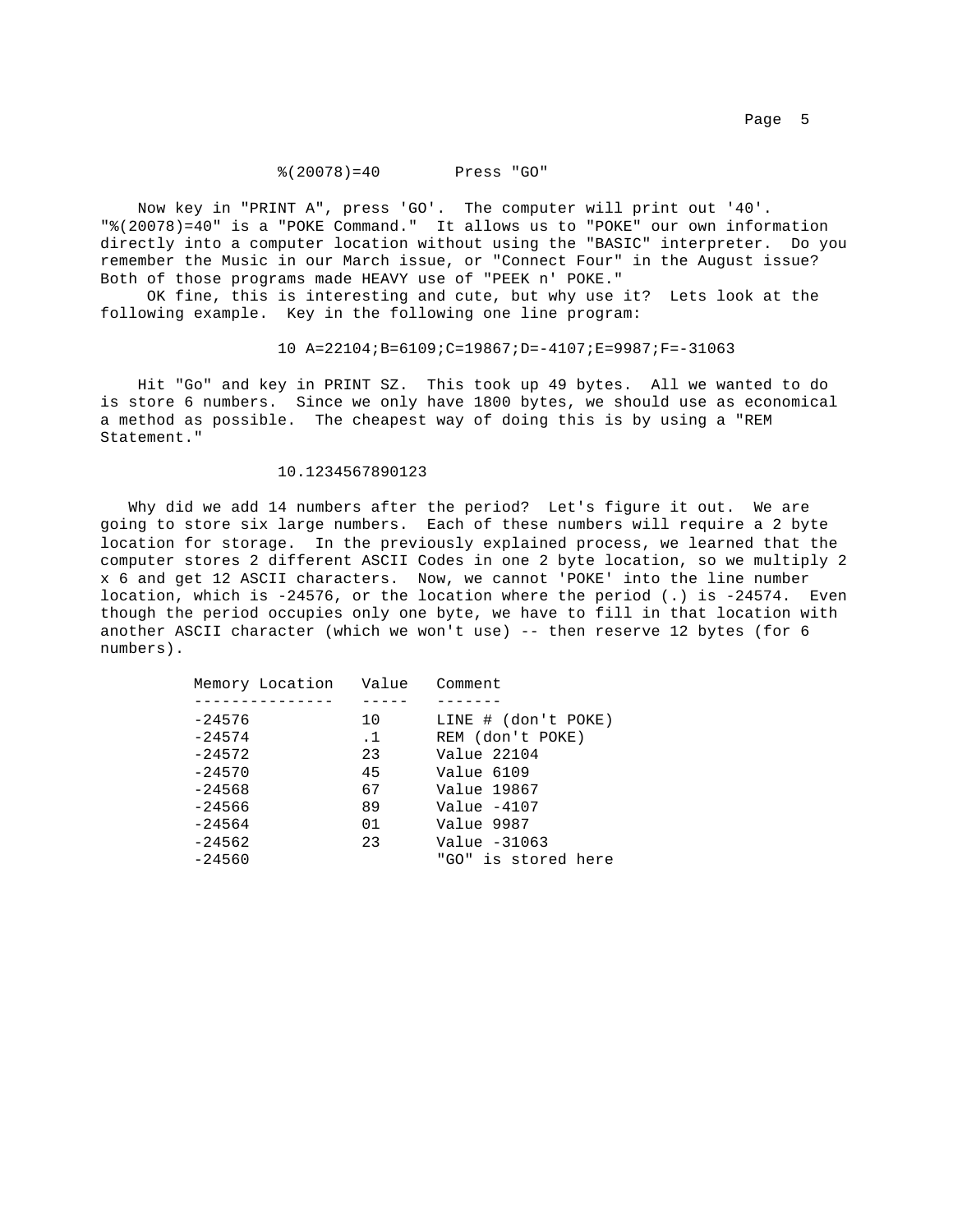```
%(20078)=40        Press "GO"
```

Now key in "PRINT A", press 'GO'. The computer will print out '40'. "%(20078)=40" is a "POKE Command." It allows us to "POKE" our own information directly into a computer location without using the "BASIC" interpreter. Do you remember the Music in our March issue, or "Connect Four" in the August issue? Both of those programs made HEAVY use of "PEEK n' POKE."

OK fine, this is interesting and cute, but why use it? Lets look at the following example. Key in the following one line program:

```
10 A=22104;B=6109;C=19867;D=-4107;E=9987;F=-31063
```

Hit "Go" and key in PRINT SZ. This took up 49 bytes. All we wanted to do is store 6 numbers. Since we only have 1800 bytes, we should use as economical a method as possible. The cheapest way of doing this is by using a "REM Statement."

```
10.1234567890123
```

Why did we add 14 numbers after the period? Let's figure it out. We are going to store six large numbers. Each of these numbers will require a 2 byte location for storage. In the previously explained process, we learned that the computer stores 2 different ASCII Codes in one 2 byte location, so we multiply 2 x 6 and get 12 ASCII characters. Now, we cannot 'POKE' into the line number location, which is -24576, or the location where the period (.) is -24574. Even though the period occupies only one byte, we have to fill in that location with another ASCII character (which we won't use) -- then reserve 12 bytes (for 6 numbers).

| Memory Location | Value | Comment |
|---|---|---|
| -24576 | 10 | LINE # (don't POKE) |
| -24574 | .1 | REM (don't POKE) |
| -24572 | 23 | Value 22104 |
| -24570 | 45 | Value 6109 |
| -24568 | 67 | Value 19867 |
| -24566 | 89 | Value -4107 |
| -24564 | 01 | Value 9987 |
| -24562 | 23 | Value -31063 |
| -24560 | | "GO" is stored here |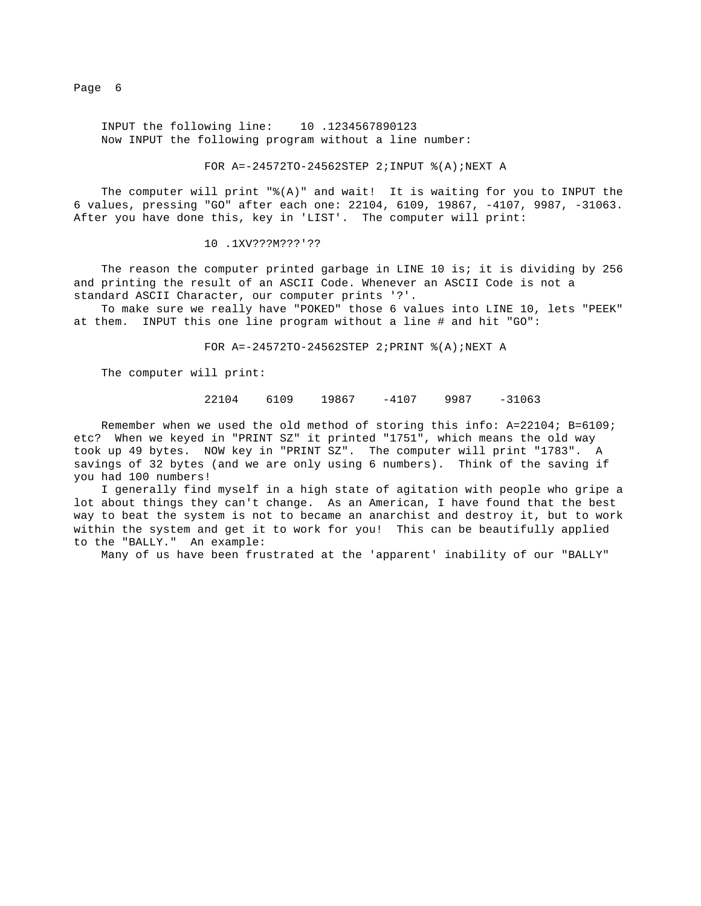INPUT the following line:    10 .1234567890123
Now INPUT the following program without a line number:

```
FOR A=-24572TO-24562STEP 2;INPUT %(A);NEXT A
```

The computer will print "%(A)" and wait! It is waiting for you to INPUT the 6 values, pressing "GO" after each one: 22104, 6109, 19867, -4107, 9987, -31063. After you have done this, key in 'LIST'. The computer will print:

```
10 .1XV???M???'??
```

The reason the computer printed garbage in LINE 10 is; it is dividing by 256 and printing the result of an ASCII Code. Whenever an ASCII Code is not a standard ASCII Character, our computer prints '?'.

To make sure we really have "POKED" those 6 values into LINE 10, lets "PEEK" at them. INPUT this one line program without a line # and hit "GO":

```
FOR A=-24572TO-24562STEP 2;PRINT %(A);NEXT A
```

The computer will print:

```
22104    6109    19867    -4107    9987    -31063
```

Remember when we used the old method of storing this info: A=22104; B=6109; etc? When we keyed in "PRINT SZ" it printed "1751", which means the old way took up 49 bytes. NOW key in "PRINT SZ". The computer will print "1783". A savings of 32 bytes (and we are only using 6 numbers). Think of the saving if you had 100 numbers!

I generally find myself in a high state of agitation with people who gripe a lot about things they can't change. As an American, I have found that the best way to beat the system is not to became an anarchist and destroy it, but to work within the system and get it to work for you! This can be beautifully applied to the "BALLY." An example:

Many of us have been frustrated at the 'apparent' inability of our "BALLY"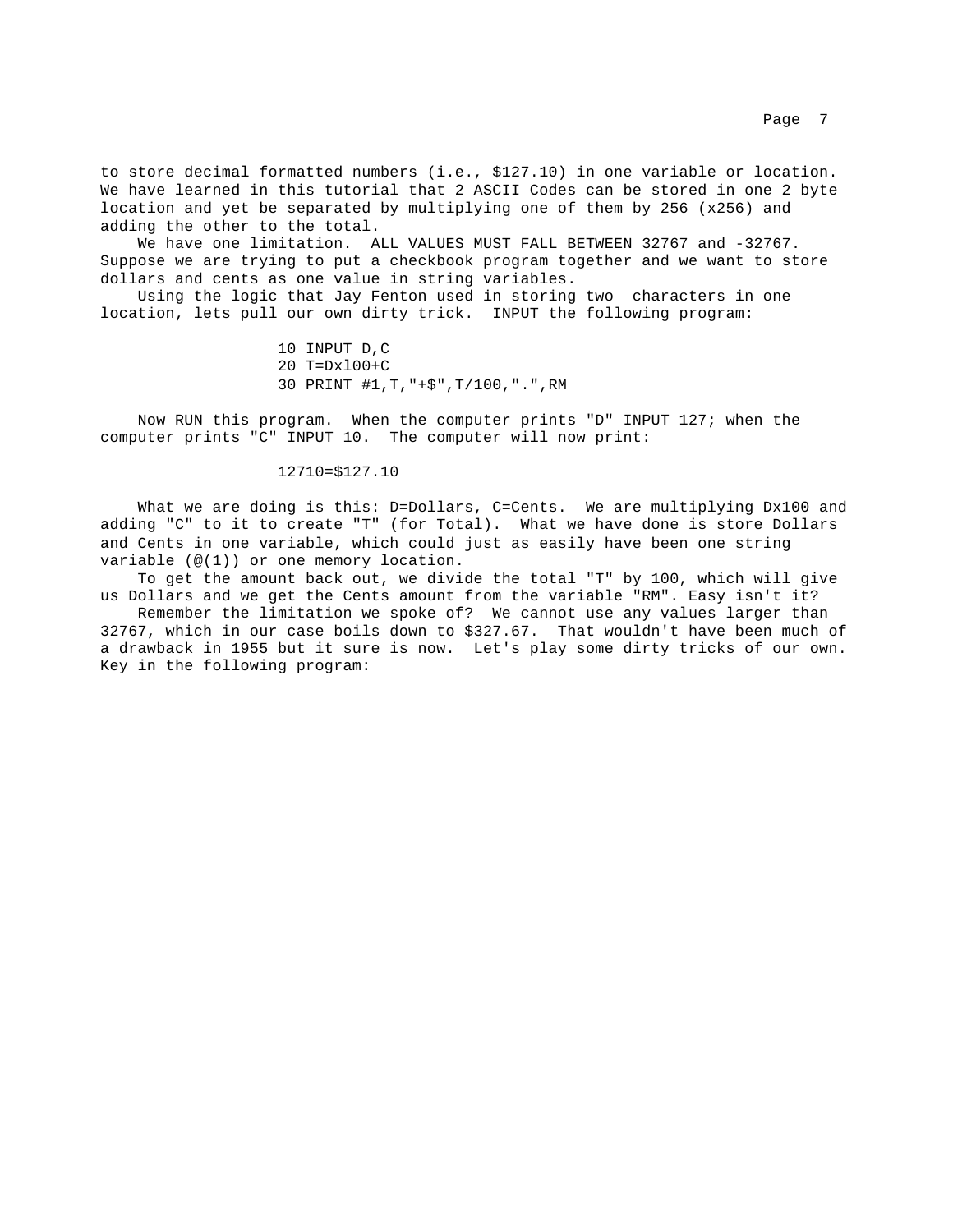to store decimal formatted numbers (i.e., $127.10) in one variable or location. We have learned in this tutorial that 2 ASCII Codes can be stored in one 2 byte location and yet be separated by multiplying one of them by 256 (x256) and adding the other to the total.

We have one limitation. ALL VALUES MUST FALL BETWEEN 32767 and -32767. Suppose we are trying to put a checkbook program together and we want to store dollars and cents as one value in string variables.

Using the logic that Jay Fenton used in storing two characters in one location, lets pull our own dirty trick. INPUT the following program:

```
10 INPUT D,C
20 T=Dxl00+C
30 PRINT #1,T,"+$",T/100,".",RM
```

Now RUN this program. When the computer prints "D" INPUT 127; when the computer prints "C" INPUT 10. The computer will now print:

```
12710=$127.10
```

What we are doing is this: D=Dollars, C=Cents. We are multiplying Dx100 and adding "C" to it to create "T" (for Total). What we have done is store Dollars and Cents in one variable, which could just as easily have been one string variable (@(1)) or one memory location.

To get the amount back out, we divide the total "T" by 100, which will give us Dollars and we get the Cents amount from the variable "RM". Easy isn't it?

Remember the limitation we spoke of? We cannot use any values larger than 32767, which in our case boils down to $327.67. That wouldn't have been much of a drawback in 1955 but it sure is now. Let's play some dirty tricks of our own. Key in the following program: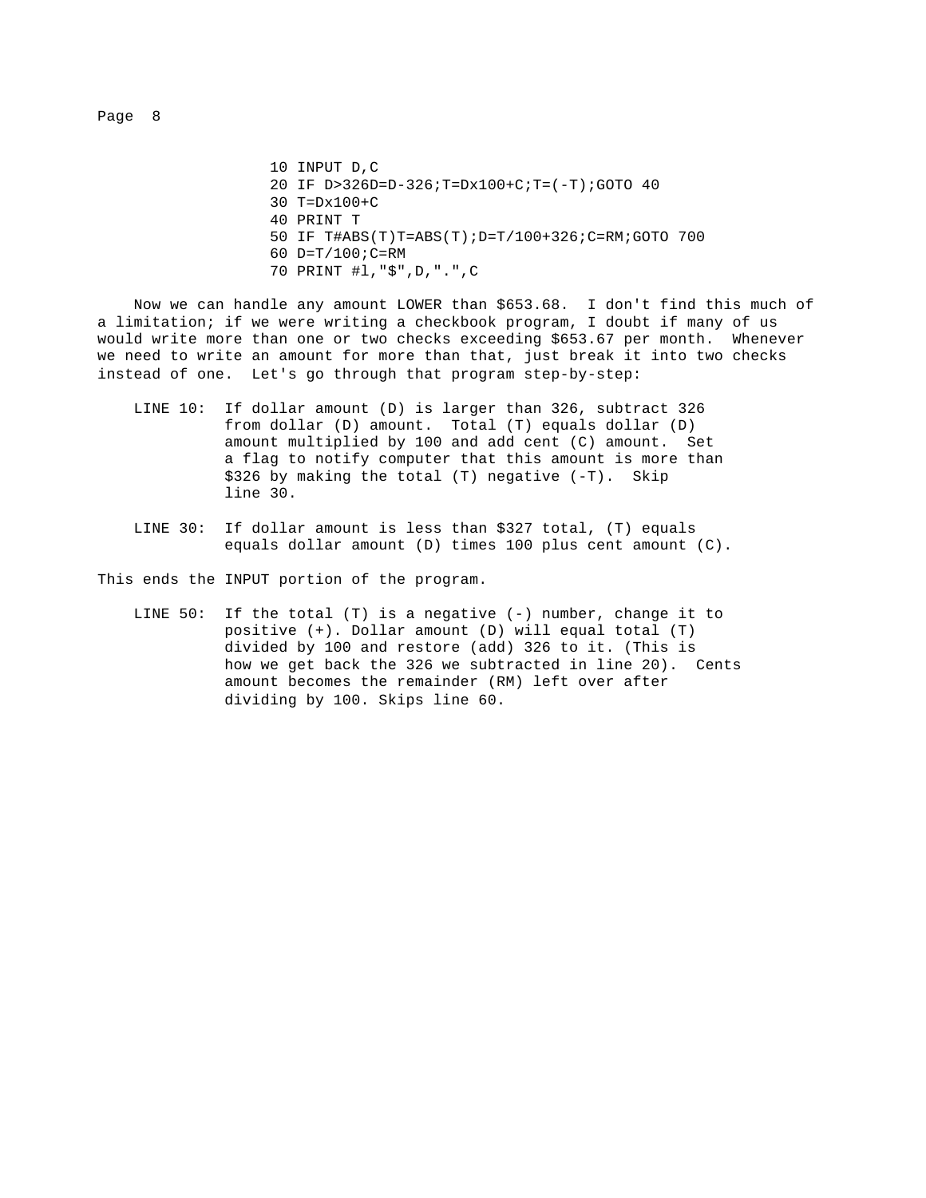```
10 INPUT D,C
20 IF D>326D=D-326;T=Dx100+C;T=(-T);GOTO 40
30 T=Dx100+C
40 PRINT T
50 IF T#ABS(T)T=ABS(T);D=T/100+326;C=RM;GOTO 700
60 D=T/100;C=RM
70 PRINT #l,"$",D,".",C
```

Now we can handle any amount LOWER than $653.68. I don't find this much of a limitation; if we were writing a checkbook program, I doubt if many of us would write more than one or two checks exceeding $653.67 per month. Whenever we need to write an amount for more than that, just break it into two checks instead of one. Let's go through that program step-by-step:

LINE 10: If dollar amount (D) is larger than 326, subtract 326 from dollar (D) amount. Total (T) equals dollar (D) amount multiplied by 100 and add cent (C) amount. Set a flag to notify computer that this amount is more than $326 by making the total (T) negative (-T). Skip line 30.

LINE 30: If dollar amount is less than $327 total, (T) equals equals dollar amount (D) times 100 plus cent amount (C).

This ends the INPUT portion of the program.

LINE 50: If the total (T) is a negative (-) number, change it to positive (+). Dollar amount (D) will equal total (T) divided by 100 and restore (add) 326 to it. (This is how we get back the 326 we subtracted in line 20). Cents amount becomes the remainder (RM) left over after dividing by 100. Skips line 60.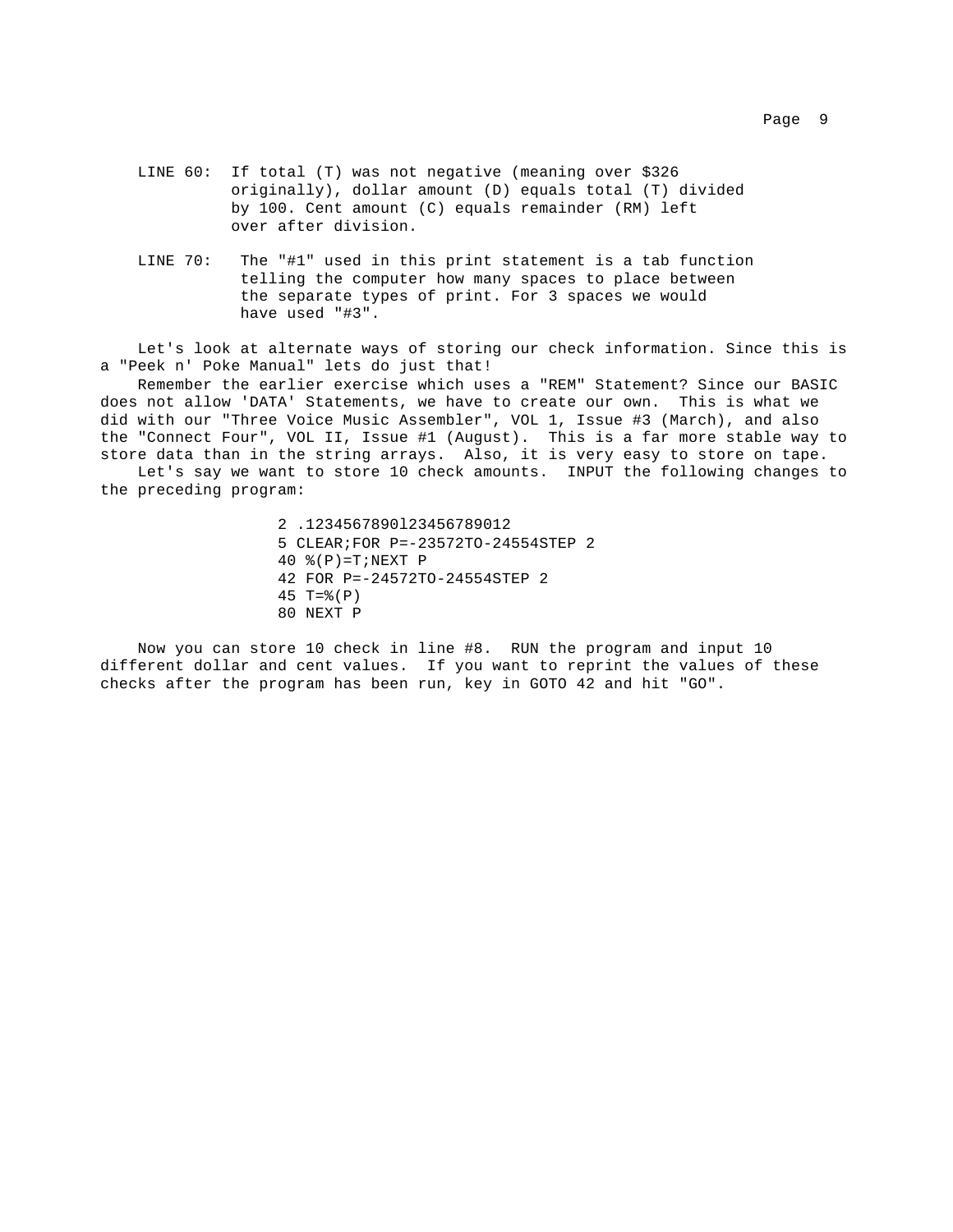LINE 60: If total (T) was not negative (meaning over $326 originally), dollar amount (D) equals total (T) divided by 100. Cent amount (C) equals remainder (RM) left over after division.

LINE 70: The "#1" used in this print statement is a tab function telling the computer how many spaces to place between the separate types of print. For 3 spaces we would have used "#3".

Let's look at alternate ways of storing our check information. Since this is a "Peek n' Poke Manual" lets do just that!

Remember the earlier exercise which uses a "REM" Statement? Since our BASIC does not allow 'DATA' Statements, we have to create our own. This is what we did with our "Three Voice Music Assembler", VOL 1, Issue #3 (March), and also the "Connect Four", VOL II, Issue #1 (August). This is a far more stable way to store data than in the string arrays. Also, it is very easy to store on tape.

Let's say we want to store 10 check amounts. INPUT the following changes to the preceding program:

```
2 .1234567890l23456789012
5 CLEAR;FOR P=-23572TO-24554STEP 2
40 %(P)=T;NEXT P
42 FOR P=-24572TO-24554STEP 2
45 T=%(P)
80 NEXT P
```

Now you can store 10 check in line #8. RUN the program and input 10 different dollar and cent values. If you want to reprint the values of these checks after the program has been run, key in GOTO 42 and hit "GO".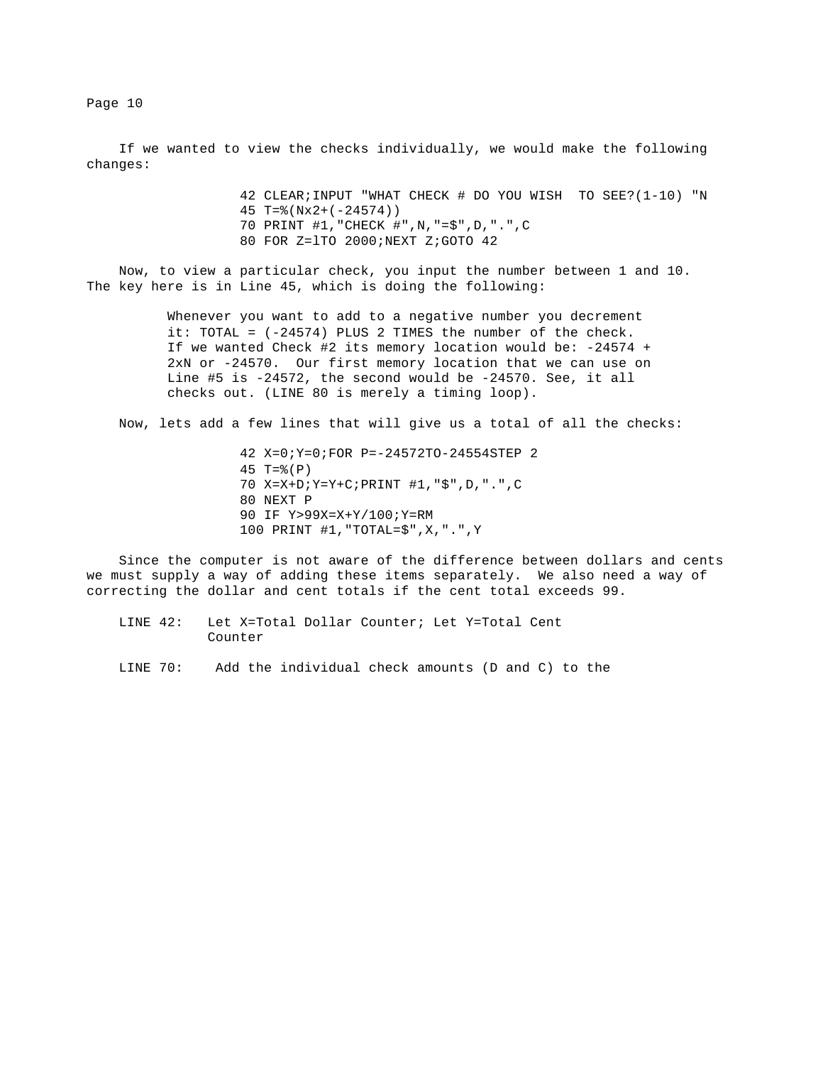If we wanted to view the checks individually, we would make the following changes:

```
42 CLEAR;INPUT "WHAT CHECK # DO YOU WISH  TO SEE?(1-10) "N
45 T=%(Nx2+(-24574))
70 PRINT #1,"CHECK #",N,"=$",D,".",C
80 FOR Z=lTO 2000;NEXT Z;GOTO 42
```

Now, to view a particular check, you input the number between 1 and 10. The key here is in Line 45, which is doing the following:

> Whenever you want to add to a negative number you decrement it: TOTAL = (-24574) PLUS 2 TIMES the number of the check. If we wanted Check #2 its memory location would be: -24574 + 2xN or -24570. Our first memory location that we can use on Line #5 is -24572, the second would be -24570. See, it all checks out. (LINE 80 is merely a timing loop).

Now, lets add a few lines that will give us a total of all the checks:

```
42 X=0;Y=0;FOR P=-24572TO-24554STEP 2
45 T=%(P)
70 X=X+D;Y=Y+C;PRINT #1,"$",D,".",C
80 NEXT P
90 IF Y>99X=X+Y/100;Y=RM
100 PRINT #1,"TOTAL=$",X,".",Y
```

Since the computer is not aware of the difference between dollars and cents we must supply a way of adding these items separately. We also need a way of correcting the dollar and cent totals if the cent total exceeds 99.

LINE 42: Let X=Total Dollar Counter; Let Y=Total Cent Counter

LINE 70: Add the individual check amounts (D and C) to the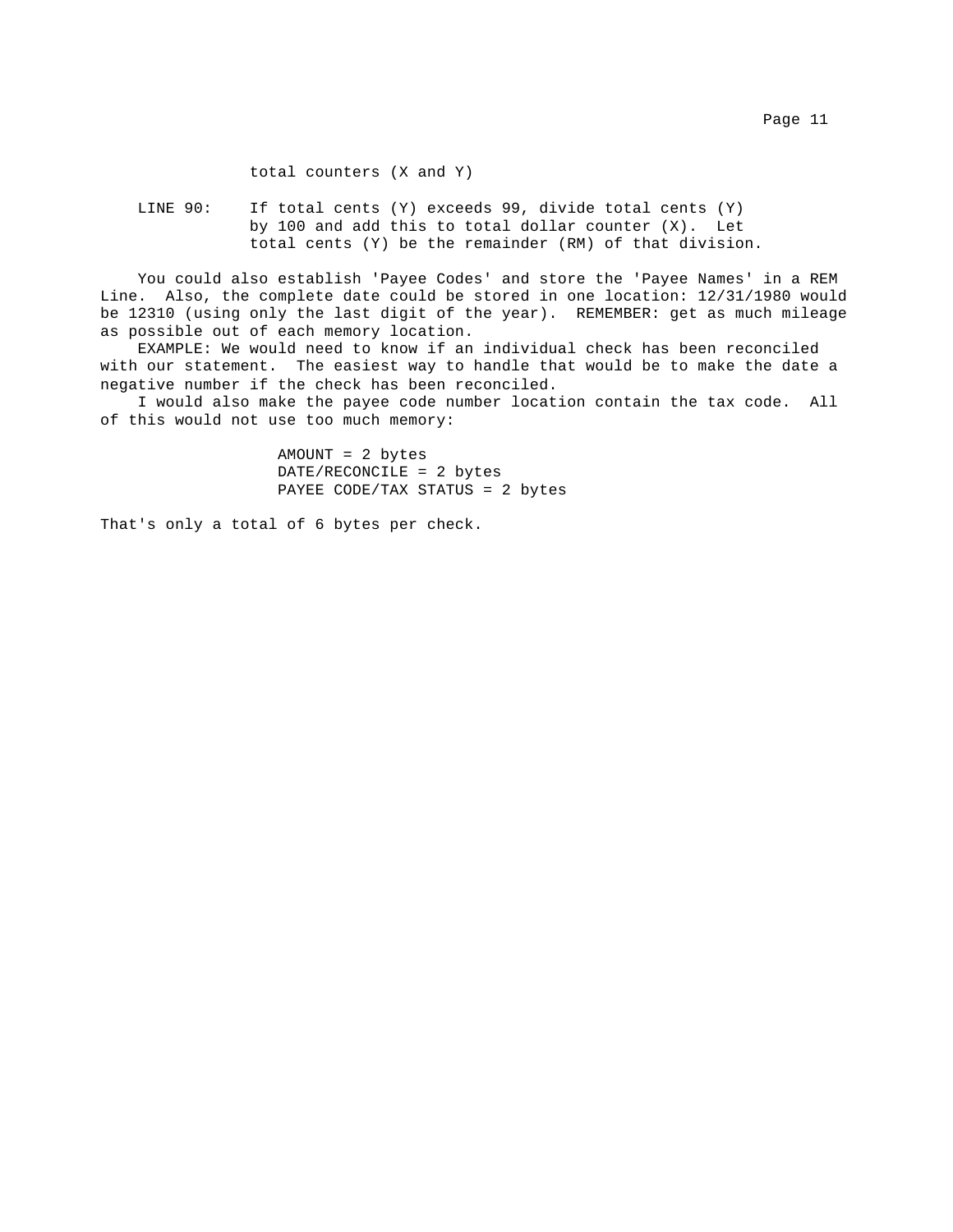total counters (X and Y)

LINE 90: If total cents (Y) exceeds 99, divide total cents (Y) by 100 and add this to total dollar counter (X). Let total cents (Y) be the remainder (RM) of that division.

You could also establish 'Payee Codes' and store the 'Payee Names' in a REM Line. Also, the complete date could be stored in one location: 12/31/1980 would be 12310 (using only the last digit of the year). REMEMBER: get as much mileage as possible out of each memory location.

EXAMPLE: We would need to know if an individual check has been reconciled with our statement. The easiest way to handle that would be to make the date a negative number if the check has been reconciled.

I would also make the payee code number location contain the tax code. All of this would not use too much memory:

```
AMOUNT = 2 bytes
DATE/RECONCILE = 2 bytes
PAYEE CODE/TAX STATUS = 2 bytes
```

That's only a total of 6 bytes per check.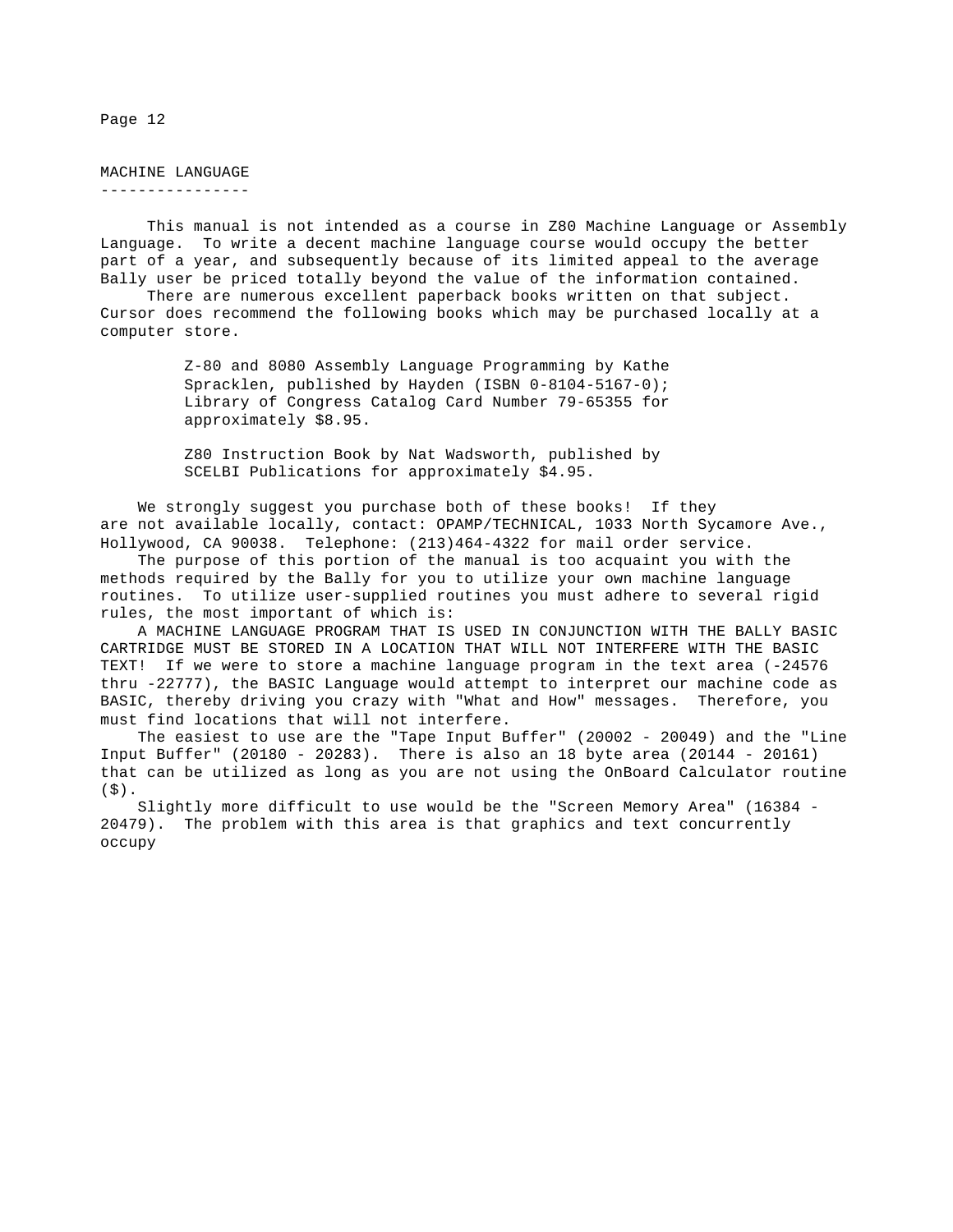## MACHINE LANGUAGE

This manual is not intended as a course in Z80 Machine Language or Assembly Language. To write a decent machine language course would occupy the better part of a year, and subsequently because of its limited appeal to the average Bally user be priced totally beyond the value of the information contained.

There are numerous excellent paperback books written on that subject. Cursor does recommend the following books which may be purchased locally at a computer store.

> Z-80 and 8080 Assembly Language Programming by Kathe Spracklen, published by Hayden (ISBN 0-8104-5167-0); Library of Congress Catalog Card Number 79-65355 for approximately $8.95.
>
> Z80 Instruction Book by Nat Wadsworth, published by SCELBI Publications for approximately $4.95.

We strongly suggest you purchase both of these books! If they are not available locally, contact: OPAMP/TECHNICAL, 1033 North Sycamore Ave., Hollywood, CA 90038. Telephone: (213)464-4322 for mail order service.

The purpose of this portion of the manual is too acquaint you with the methods required by the Bally for you to utilize your own machine language routines. To utilize user-supplied routines you must adhere to several rigid rules, the most important of which is:

A MACHINE LANGUAGE PROGRAM THAT IS USED IN CONJUNCTION WITH THE BALLY BASIC CARTRIDGE MUST BE STORED IN A LOCATION THAT WILL NOT INTERFERE WITH THE BASIC TEXT! If we were to store a machine language program in the text area (-24576 thru -22777), the BASIC Language would attempt to interpret our machine code as BASIC, thereby driving you crazy with "What and How" messages. Therefore, you must find locations that will not interfere.

The easiest to use are the "Tape Input Buffer" (20002 - 20049) and the "Line Input Buffer" (20180 - 20283). There is also an 18 byte area (20144 - 20161) that can be utilized as long as you are not using the OnBoard Calculator routine ($).

Slightly more difficult to use would be the "Screen Memory Area" (16384 - 20479). The problem with this area is that graphics and text concurrently occupy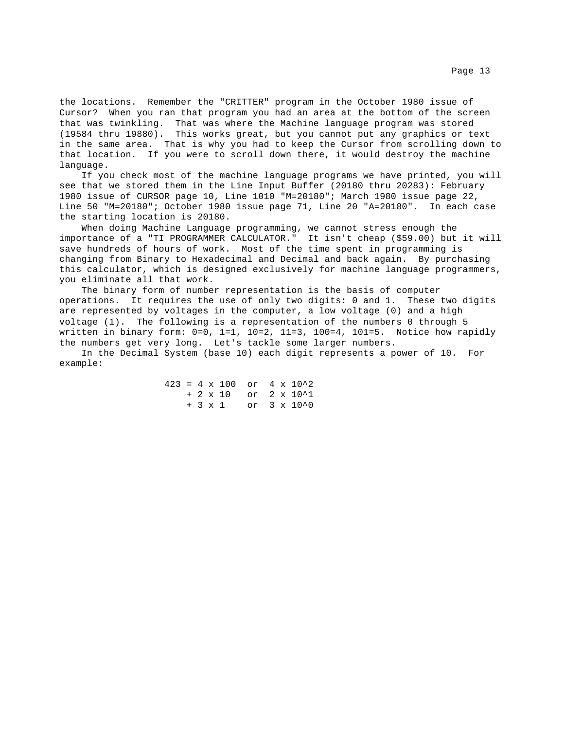the locations. Remember the "CRITTER" program in the October 1980 issue of Cursor? When you ran that program you had an area at the bottom of the screen that was twinkling. That was where the Machine language program was stored (19584 thru 19880). This works great, but you cannot put any graphics or text in the same area. That is why you had to keep the Cursor from scrolling down to that location. If you were to scroll down there, it would destroy the machine language.

If you check most of the machine language programs we have printed, you will see that we stored them in the Line Input Buffer (20180 thru 20283): February 1980 issue of CURSOR page 10, Line 1010 "M=20180"; March 1980 issue page 22, Line 50 "M=20180"; October 1980 issue page 71, Line 20 "A=20180". In each case the starting location is 20180.

When doing Machine Language programming, we cannot stress enough the importance of a "TI PROGRAMMER CALCULATOR." It isn't cheap ($59.00) but it will save hundreds of hours of work. Most of the time spent in programming is changing from Binary to Hexadecimal and Decimal and back again. By purchasing this calculator, which is designed exclusively for machine language programmers, you eliminate all that work.

The binary form of number representation is the basis of computer operations. It requires the use of only two digits: 0 and 1. These two digits are represented by voltages in the computer, a low voltage (0) and a high voltage (1). The following is a representation of the numbers 0 through 5 written in binary form: 0=0, 1=1, 10=2, 11=3, 100=4, 101=5. Notice how rapidly the numbers get very long. Let's tackle some larger numbers.

In the Decimal System (base 10) each digit represents a power of 10. For example:

```
423 = 4 x 100  or  4 x 10^2
    + 2 x 10   or  2 x 10^1
    + 3 x 1    or  3 x 10^0
```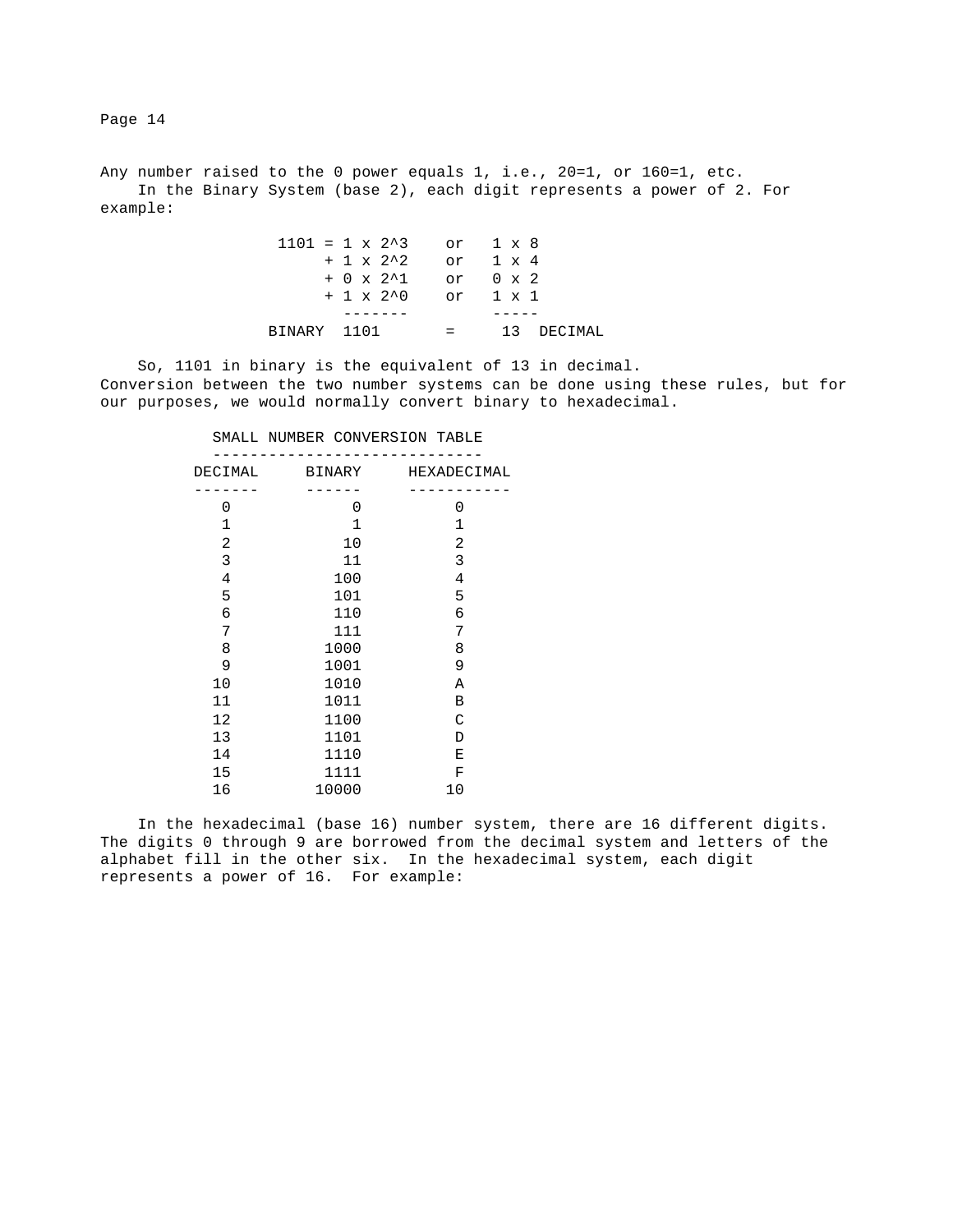Any number raised to the 0 power equals 1, i.e., 20=1, or 160=1, etc.

In the Binary System (base 2), each digit represents a power of 2. For example:

```
                 1101 = 1 x 2^3    or   1 x 8
                      + 1 x 2^2    or   1 x 4
                      + 0 x 2^1    or   0 x 2
                      + 1 x 2^0    or   1 x 1
                        -------         -----
                BINARY  1101       =     13  DECIMAL
```

So, 1101 in binary is the equivalent of 13 in decimal. Conversion between the two number systems can be done using these rules, but for our purposes, we would normally convert binary to hexadecimal.

SMALL NUMBER CONVERSION TABLE

| DECIMAL | BINARY | HEXADECIMAL |
|---|---|---|
| 0 | 0 | 0 |
| 1 | 1 | 1 |
| 2 | 10 | 2 |
| 3 | 11 | 3 |
| 4 | 100 | 4 |
| 5 | 101 | 5 |
| 6 | 110 | 6 |
| 7 | 111 | 7 |
| 8 | 1000 | 8 |
| 9 | 1001 | 9 |
| 10 | 1010 | A |
| 11 | 1011 | B |
| 12 | 1100 | C |
| 13 | 1101 | D |
| 14 | 1110 | E |
| 15 | 1111 | F |
| 16 | 10000 | 10 |

In the hexadecimal (base 16) number system, there are 16 different digits. The digits 0 through 9 are borrowed from the decimal system and letters of the alphabet fill in the other six. In the hexadecimal system, each digit represents a power of 16. For example: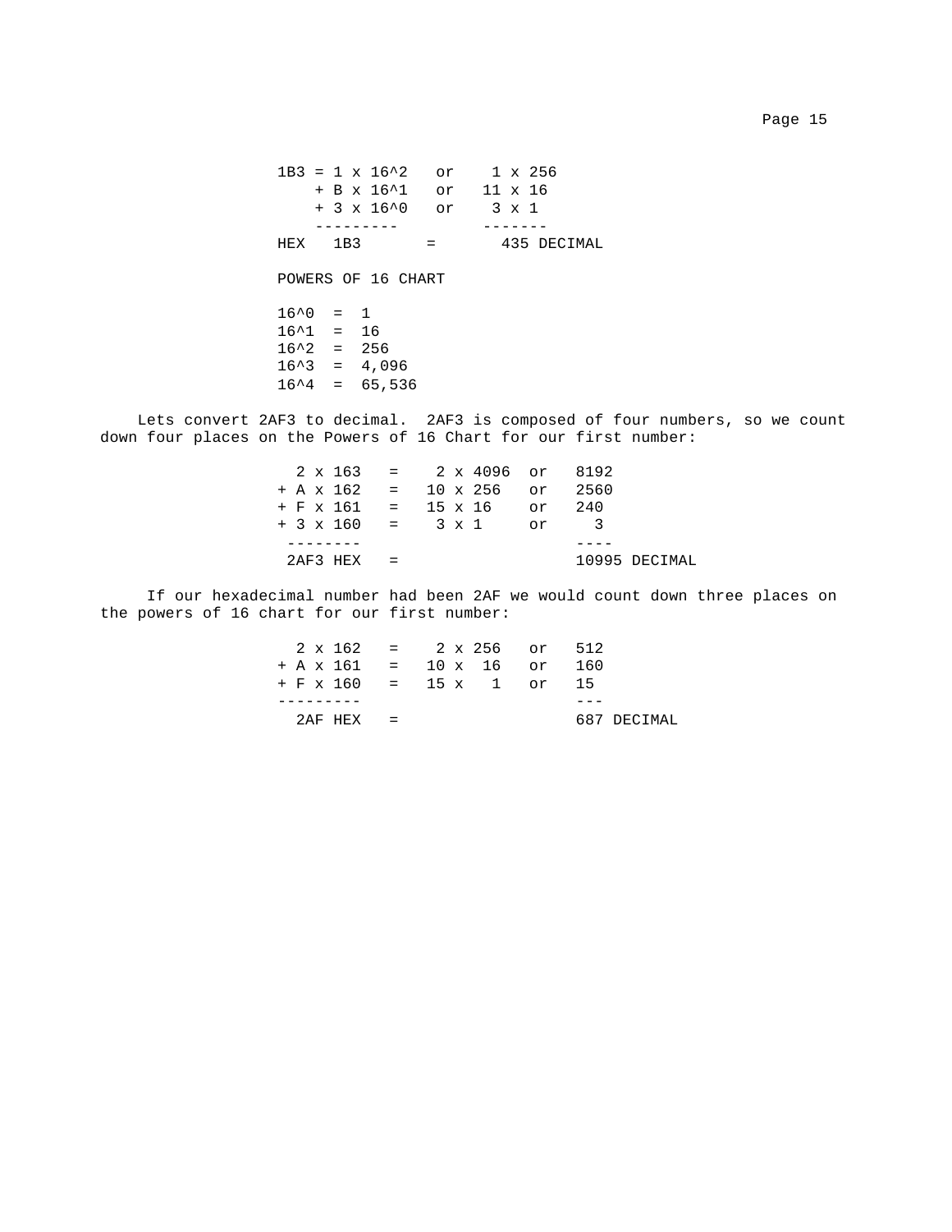```
1B3 = 1 x 16^2   or    1 x 256
    + B x 16^1   or   11 x 16
    + 3 x 16^0   or    3 x 1
    ---------         -------
HEX   1B3       =       435 DECIMAL
```

POWERS OF 16 CHART

```
16^0  =  1
16^1  =  16
16^2  =  256
16^3  =  4,096
16^4  =  65,536
```

Lets convert 2AF3 to decimal. 2AF3 is composed of four numbers, so we count down four places on the Powers of 16 Chart for our first number:

```
  2 x 163   =    2 x 4096  or   8192
+ A x 162   =   10 x 256   or   2560
+ F x 161   =   15 x 16    or   240
+ 3 x 160   =    3 x 1     or     3
 --------                       ----
 2AF3 HEX   =                   10995 DECIMAL
```

If our hexadecimal number had been 2AF we would count down three places on the powers of 16 chart for our first number:

```
  2 x 162   =    2 x 256   or   512
+ A x 161   =   10 x  16   or   160
+ F x 160   =   15 x   1   or   15
---------                       ---
  2AF HEX   =                   687 DECIMAL
```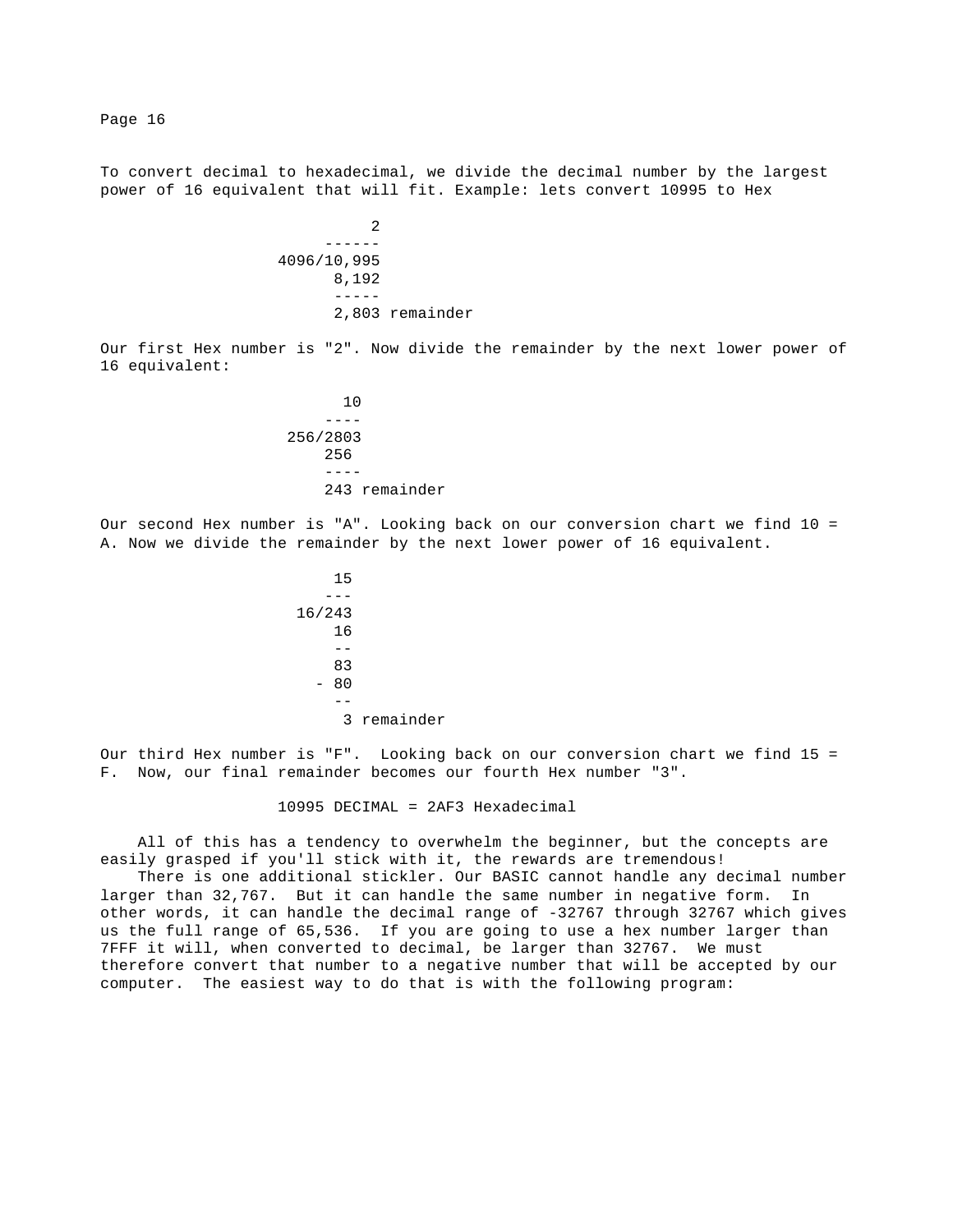To convert decimal to hexadecimal, we divide the decimal number by the largest power of 16 equivalent that will fit. Example: lets convert 10995 to Hex

```
              2
         ------
    4096/10,995
          8,192
          -----
          2,803 remainder
```

Our first Hex number is "2". Now divide the remainder by the next lower power of 16 equivalent:

```
           10
         ----
     256/2803
         256
         ----
         243 remainder
```

Our second Hex number is "A". Looking back on our conversion chart we find 10 = A. Now we divide the remainder by the next lower power of 16 equivalent.

```
          15
         ---
      16/243
          16
          --
          83
        - 80
          --
           3 remainder
```

Our third Hex number is "F". Looking back on our conversion chart we find 15 = F. Now, our final remainder becomes our fourth Hex number "3".

10995 DECIMAL = 2AF3 Hexadecimal

All of this has a tendency to overwhelm the beginner, but the concepts are easily grasped if you'll stick with it, the rewards are tremendous!

There is one additional stickler. Our BASIC cannot handle any decimal number larger than 32,767. But it can handle the same number in negative form. In other words, it can handle the decimal range of -32767 through 32767 which gives us the full range of 65,536. If you are going to use a hex number larger than 7FFF it will, when converted to decimal, be larger than 32767. We must therefore convert that number to a negative number that will be accepted by our computer. The easiest way to do that is with the following program: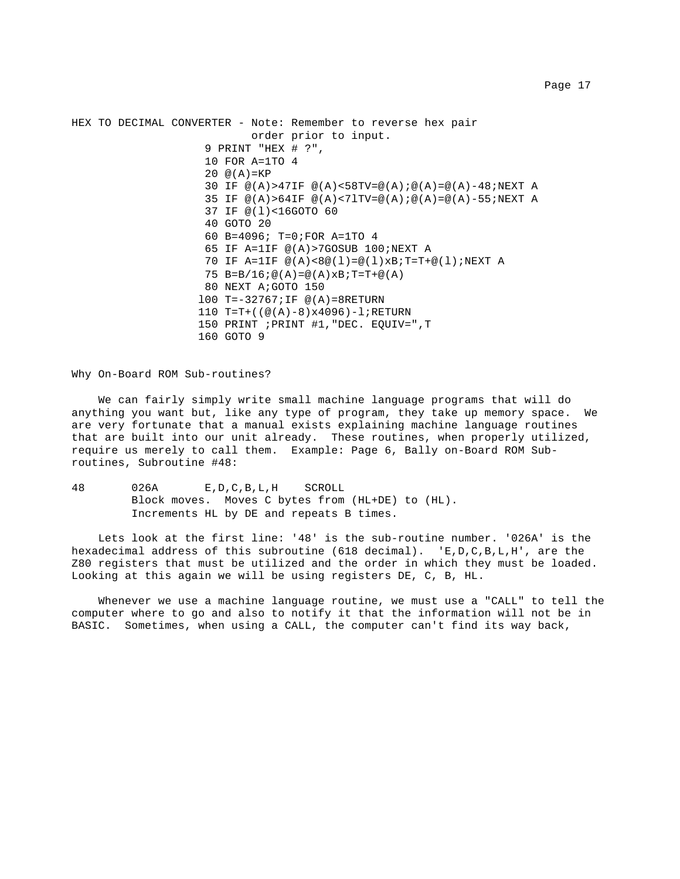HEX TO DECIMAL CONVERTER - Note: Remember to reverse hex pair order prior to input.

```
 9 PRINT "HEX # ?",
 10 FOR A=1TO 4
 20 @(A)=KP
 30 IF @(A)>47IF @(A)<58TV=@(A);@(A)=@(A)-48;NEXT A
 35 IF @(A)>64IF @(A)<7lTV=@(A);@(A)=@(A)-55;NEXT A
 37 IF @(l)<16GOTO 60
 40 GOTO 20
 60 B=4096; T=0;FOR A=1TO 4
 65 IF A=1IF @(A)>7GOSUB 100;NEXT A
 70 IF A=1IF @(A)<8@(l)=@(l)xB;T=T+@(l);NEXT A
 75 B=B/16;@(A)=@(A)xB;T=T+@(A)
 80 NEXT A;GOTO 150
l00 T=-32767;IF @(A)=8RETURN
110 T=T+((@(A)-8)x4096)-l;RETURN
150 PRINT ;PRINT #1,"DEC. EQUIV=",T
160 GOTO 9
```

Why On-Board ROM Sub-routines?

We can fairly simply write small machine language programs that will do anything you want but, like any type of program, they take up memory space. We are very fortunate that a manual exists explaining machine language routines that are built into our unit already. These routines, when properly utilized, require us merely to call them. Example: Page 6, Bally on-Board ROM Sub-routines, Subroutine #48:

```
48       026A       E,D,C,B,L,H    SCROLL
         Block moves.  Moves C bytes from (HL+DE) to (HL).
         Increments HL by DE and repeats B times.
```

Lets look at the first line: '48' is the sub-routine number. '026A' is the hexadecimal address of this subroutine (618 decimal). 'E,D,C,B,L,H', are the Z80 registers that must be utilized and the order in which they must be loaded. Looking at this again we will be using registers DE, C, B, HL.

Whenever we use a machine language routine, we must use a "CALL" to tell the computer where to go and also to notify it that the information will not be in BASIC. Sometimes, when using a CALL, the computer can't find its way back,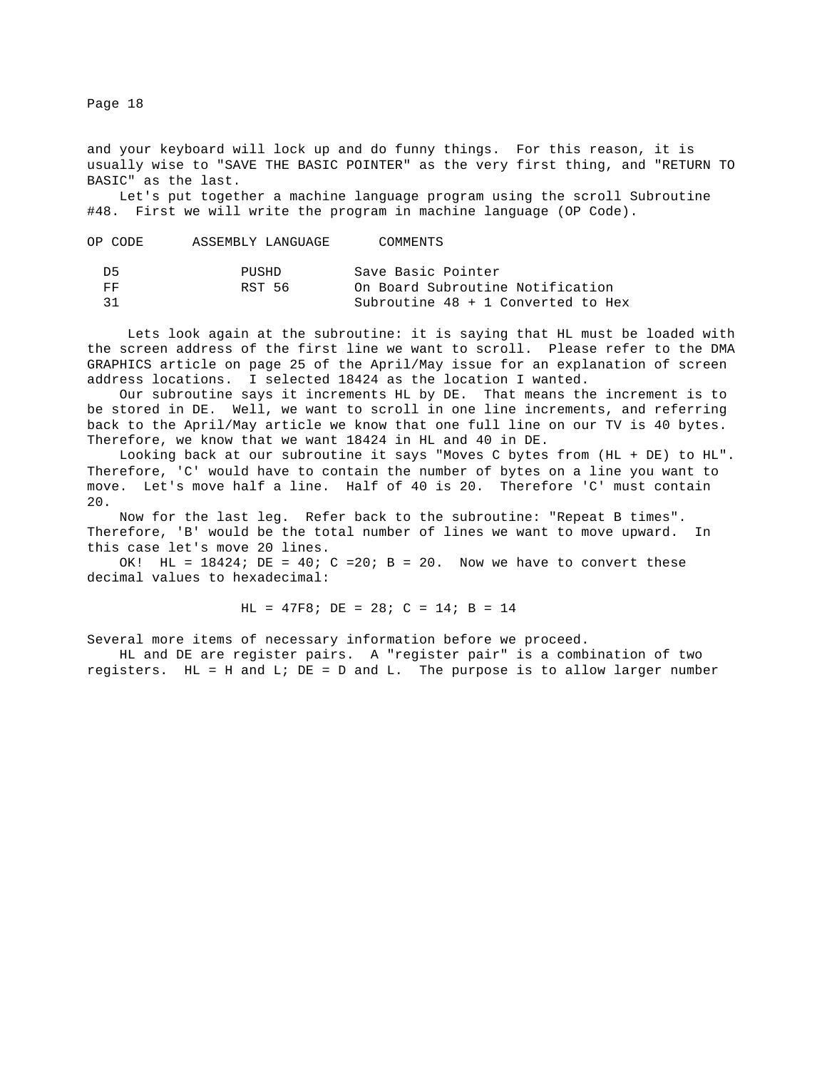and your keyboard will lock up and do funny things. For this reason, it is usually wise to "SAVE THE BASIC POINTER" as the very first thing, and "RETURN TO BASIC" as the last.

Let's put together a machine language program using the scroll Subroutine #48. First we will write the program in machine language (OP Code).

| OP CODE | ASSEMBLY LANGUAGE | COMMENTS |
|---|---|---|
| D5 | PUSHD | Save Basic Pointer |
| FF | RST 56 | On Board Subroutine Notification |
| 31 | | Subroutine 48 + 1 Converted to Hex |

Lets look again at the subroutine: it is saying that HL must be loaded with the screen address of the first line we want to scroll. Please refer to the DMA GRAPHICS article on page 25 of the April/May issue for an explanation of screen address locations. I selected 18424 as the location I wanted.

Our subroutine says it increments HL by DE. That means the increment is to be stored in DE. Well, we want to scroll in one line increments, and referring back to the April/May article we know that one full line on our TV is 40 bytes. Therefore, we know that we want 18424 in HL and 40 in DE.

Looking back at our subroutine it says "Moves C bytes from (HL + DE) to HL". Therefore, 'C' would have to contain the number of bytes on a line you want to move. Let's move half a line. Half of 40 is 20. Therefore 'C' must contain 20.

Now for the last leg. Refer back to the subroutine: "Repeat B times". Therefore, 'B' would be the total number of lines we want to move upward. In this case let's move 20 lines.

OK! HL = 18424; DE = 40; C =20; B = 20. Now we have to convert these decimal values to hexadecimal:

HL = 47F8; DE = 28; C = 14; B = 14

Several more items of necessary information before we proceed.

HL and DE are register pairs. A "register pair" is a combination of two registers. HL = H and L; DE = D and L. The purpose is to allow larger number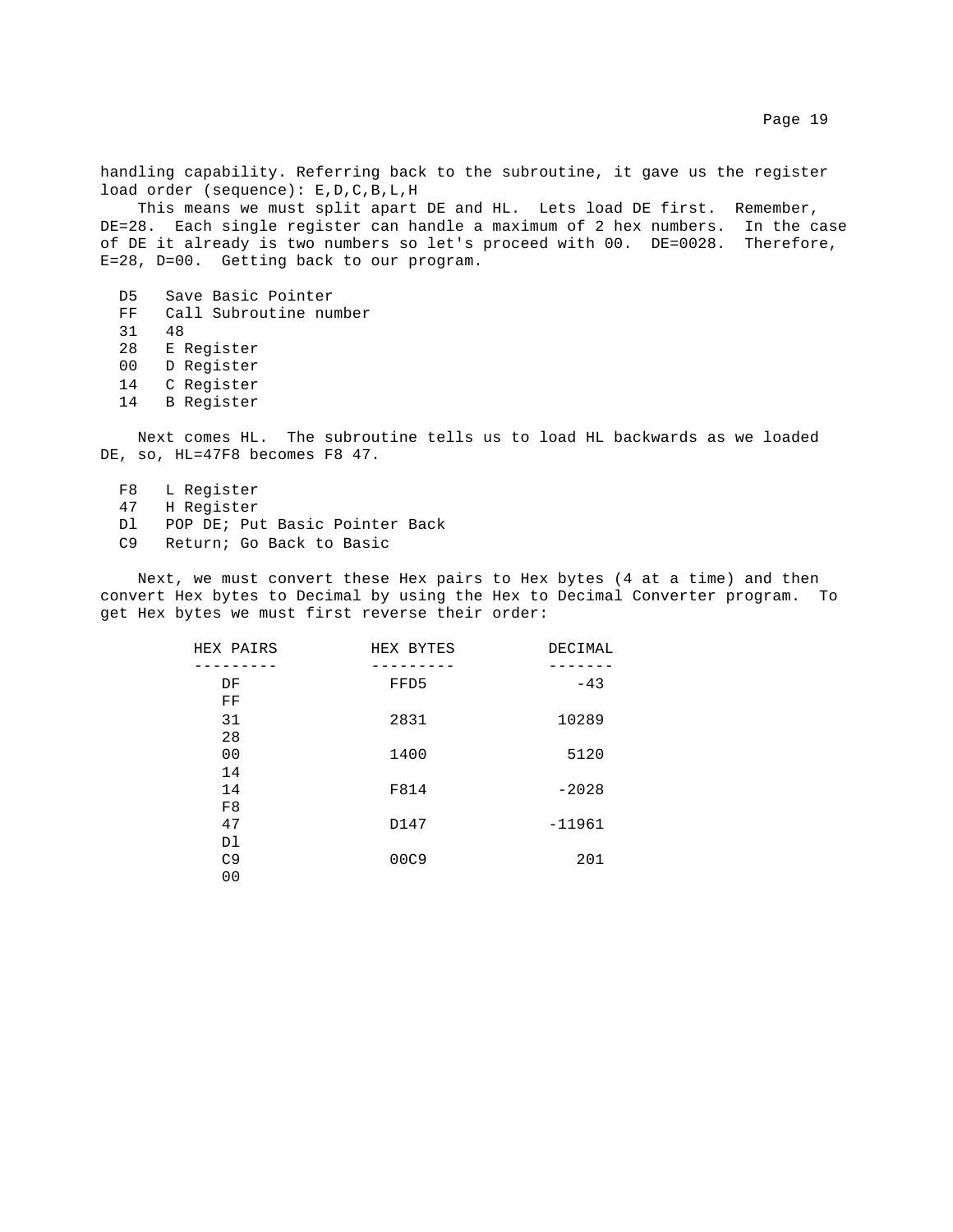handling capability. Referring back to the subroutine, it gave us the register load order (sequence): E,D,C,B,L,H

This means we must split apart DE and HL. Lets load DE first. Remember, DE=28. Each single register can handle a maximum of 2 hex numbers. In the case of DE it already is two numbers so let's proceed with 00. DE=0028. Therefore, E=28, D=00. Getting back to our program.

```
D5   Save Basic Pointer
FF   Call Subroutine number
31   48
28   E Register
00   D Register
14   C Register
14   B Register
```

Next comes HL. The subroutine tells us to load HL backwards as we loaded DE, so, HL=47F8 becomes F8 47.

```
F8   L Register
47   H Register
Dl   POP DE; Put Basic Pointer Back
C9   Return; Go Back to Basic
```

Next, we must convert these Hex pairs to Hex bytes (4 at a time) and then convert Hex bytes to Decimal by using the Hex to Decimal Converter program. To get Hex bytes we must first reverse their order:

| HEX PAIRS | HEX BYTES | DECIMAL |
|---|---|---|
| DF<br>FF | FFD5 | -43 |
| 31<br>28 | 2831 | 10289 |
| 00<br>14 | 1400 | 5120 |
| 14<br>F8 | F814 | -2028 |
| 47<br>Dl | D147 | -11961 |
| C9<br>00 | 00C9 | 201 |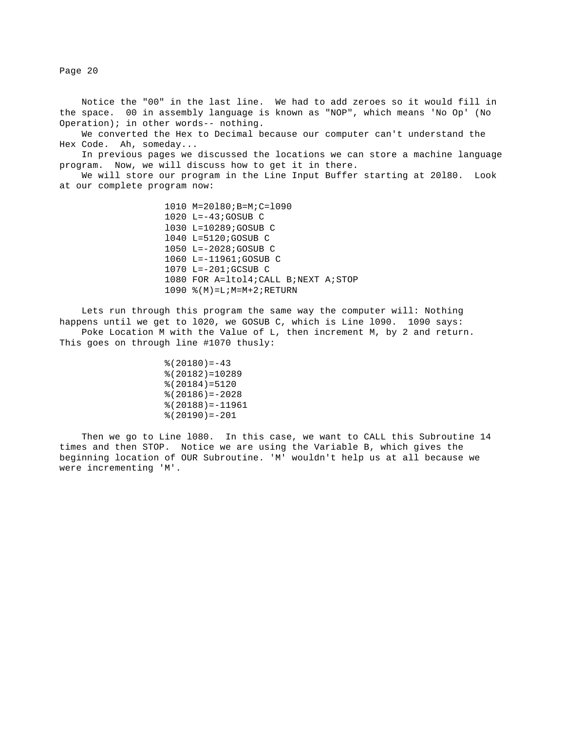Notice the "00" in the last line. We had to add zeroes so it would fill in the space. 00 in assembly language is known as "NOP", which means 'No Op' (No Operation); in other words-- nothing.

We converted the Hex to Decimal because our computer can't understand the Hex Code. Ah, someday...

In previous pages we discussed the locations we can store a machine language program. Now, we will discuss how to get it in there.

We will store our program in the Line Input Buffer starting at 20l80. Look at our complete program now:

```
1010 M=20l80;B=M;C=l090
1020 L=-43;GOSUB C
l030 L=10289;GOSUB C
l040 L=5120;GOSUB C
1050 L=-2028;GOSUB C
1060 L=-11961;GOSUB C
1070 L=-201;GCSUB C
1080 FOR A=ltol4;CALL B;NEXT A;STOP
1090 %(M)=L;M=M+2;RETURN
```

Lets run through this program the same way the computer will: Nothing happens until we get to l020, we GOSUB C, which is Line l090. 1090 says:

Poke Location M with the Value of L, then increment M, by 2 and return. This goes on through line #1070 thusly:

```
%(20180)=-43
%(20182)=10289
%(20184)=5120
%(20186)=-2028
%(20188)=-11961
%(20190)=-201
```

Then we go to Line l080. In this case, we want to CALL this Subroutine 14 times and then STOP. Notice we are using the Variable B, which gives the beginning location of OUR Subroutine. 'M' wouldn't help us at all because we were incrementing 'M'.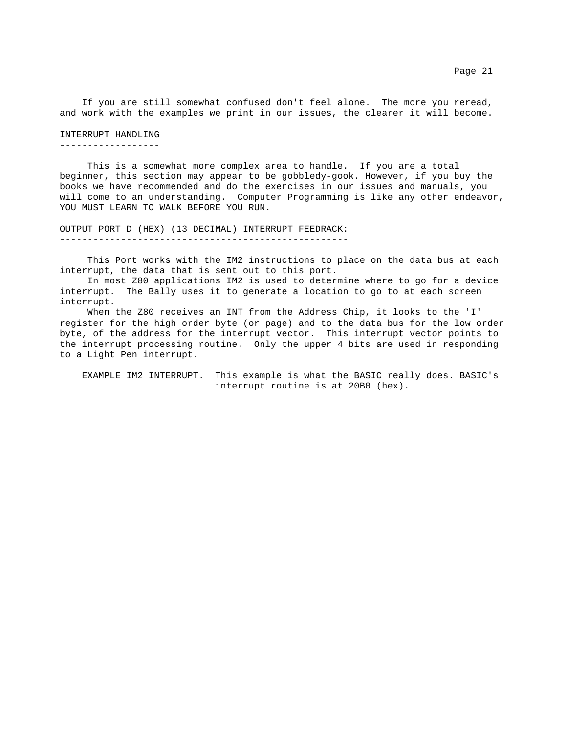If you are still somewhat confused don't feel alone. The more you reread, and work with the examples we print in our issues, the clearer it will become.

## INTERRUPT HANDLING

This is a somewhat more complex area to handle. If you are a total beginner, this section may appear to be gobbledy-gook. However, if you buy the books we have recommended and do the exercises in our issues and manuals, you will come to an understanding. Computer Programming is like any other endeavor, YOU MUST LEARN TO WALK BEFORE YOU RUN.

## OUTPUT PORT D (HEX) (13 DECIMAL) INTERRUPT FEEDRACK:

This Port works with the IM2 instructions to place on the data bus at each interrupt, the data that is sent out to this port.

In most Z80 applications IM2 is used to determine where to go for a device interrupt. The Bally uses it to generate a location to go to at each screen interrupt.

When the Z80 receives an $\overline{INT}$ from the Address Chip, it looks to the 'I' register for the high order byte (or page) and to the data bus for the low order byte, of the address for the interrupt vector. This interrupt vector points to the interrupt processing routine. Only the upper 4 bits are used in responding to a Light Pen interrupt.

EXAMPLE IM2 INTERRUPT. This example is what the BASIC really does. BASIC's interrupt routine is at 20B0 (hex).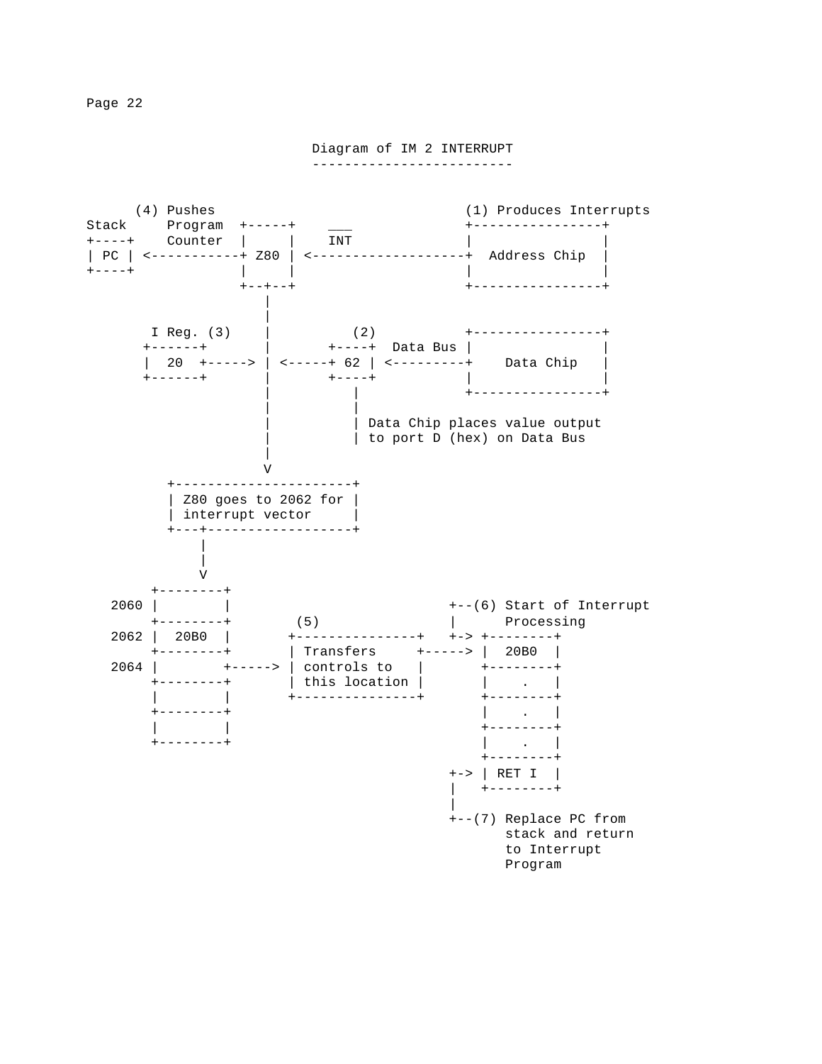## Diagram of IM 2 INTERRUPT

```
      (4) Pushes                                  (1) Produces Interrupts
Stack     Program  +-----+    ___                 +----------------+
+----+    Counter  |     |    INT                 |                |
| PC | <-----------+ Z80 | <-------------------+  Address Chip  |
+----+             |     |                        |                |
                   +--+--+                        +----------------+
                      |
                      |
        I Reg. (3)    |         (2)               +----------------+
       +------+       |       +----+  Data Bus |                |
       |  20  +-----> | <-----+ 62 | <---------+    Data Chip   |
       +------+       |       +----+              |                |
                      |         |                 +----------------+
                      |         |
                      |         | Data Chip places value output
                      |         | to port D (hex) on Data Bus
                      |
                      V
          +----------------------+
          | Z80 goes to 2062 for |
          | interrupt vector     |
          +---+------------------+
              |
              |
              V
         +--------+
    2060 |        |                          +--(6) Start of Interrupt
         +--------+        (5)               |      Processing
    2062 |  20B0  |      +---------------+   +-> +--------+
         +--------+      | Transfers     +-----> |  20B0  |
    2064 |        +----> | controls to   |         +--------+
         +--------+      | this location |         |    .   |
         |        |      +---------------+         +--------+
         +--------+                                |    .   |
         |        |                                +--------+
         +--------+                                |    .   |
                                                   +--------+
                                             +-> | RET I  |
                                             |   +--------+
                                             |
                                             +--(7) Replace PC from
                                                    stack and return
                                                    to Interrupt
                                                    Program
```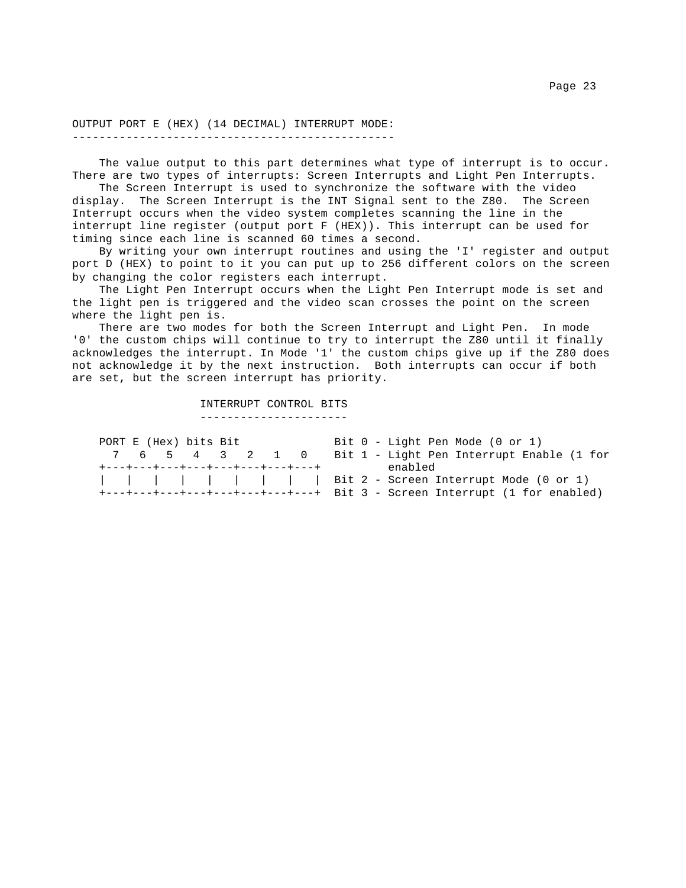## OUTPUT PORT E (HEX) (14 DECIMAL) INTERRUPT MODE:

The value output to this part determines what type of interrupt is to occur. There are two types of interrupts: Screen Interrupts and Light Pen Interrupts.

The Screen Interrupt is used to synchronize the software with the video display. The Screen Interrupt is the INT Signal sent to the Z80. The Screen Interrupt occurs when the video system completes scanning the line in the interrupt line register (output port F (HEX)). This interrupt can be used for timing since each line is scanned 60 times a second.

By writing your own interrupt routines and using the 'I' register and output port D (HEX) to point to it you can put up to 256 different colors on the screen by changing the color registers each interrupt.

The Light Pen Interrupt occurs when the Light Pen Interrupt mode is set and the light pen is triggered and the video scan crosses the point on the screen where the light pen is.

There are two modes for both the Screen Interrupt and Light Pen. In mode '0' the custom chips will continue to try to interrupt the Z80 until it finally acknowledges the interrupt. In Mode '1' the custom chips give up if the Z80 does not acknowledge it by the next instruction. Both interrupts can occur if both are set, but the screen interrupt has priority.

### INTERRUPT CONTROL BITS

```
PORT E (Hex) bits Bit             Bit 0 - Light Pen Mode (0 or 1)
  7   6   5   4   3   2   1   0   Bit 1 - Light Pen Interrupt Enable (1 for
+---+---+---+---+---+---+---+---+         enabled
|   |   |   |   |   |   |   |   | Bit 2 - Screen Interrupt Mode (0 or 1)
+---+---+---+---+---+---+---+---+ Bit 3 - Screen Interrupt (1 for enabled)
```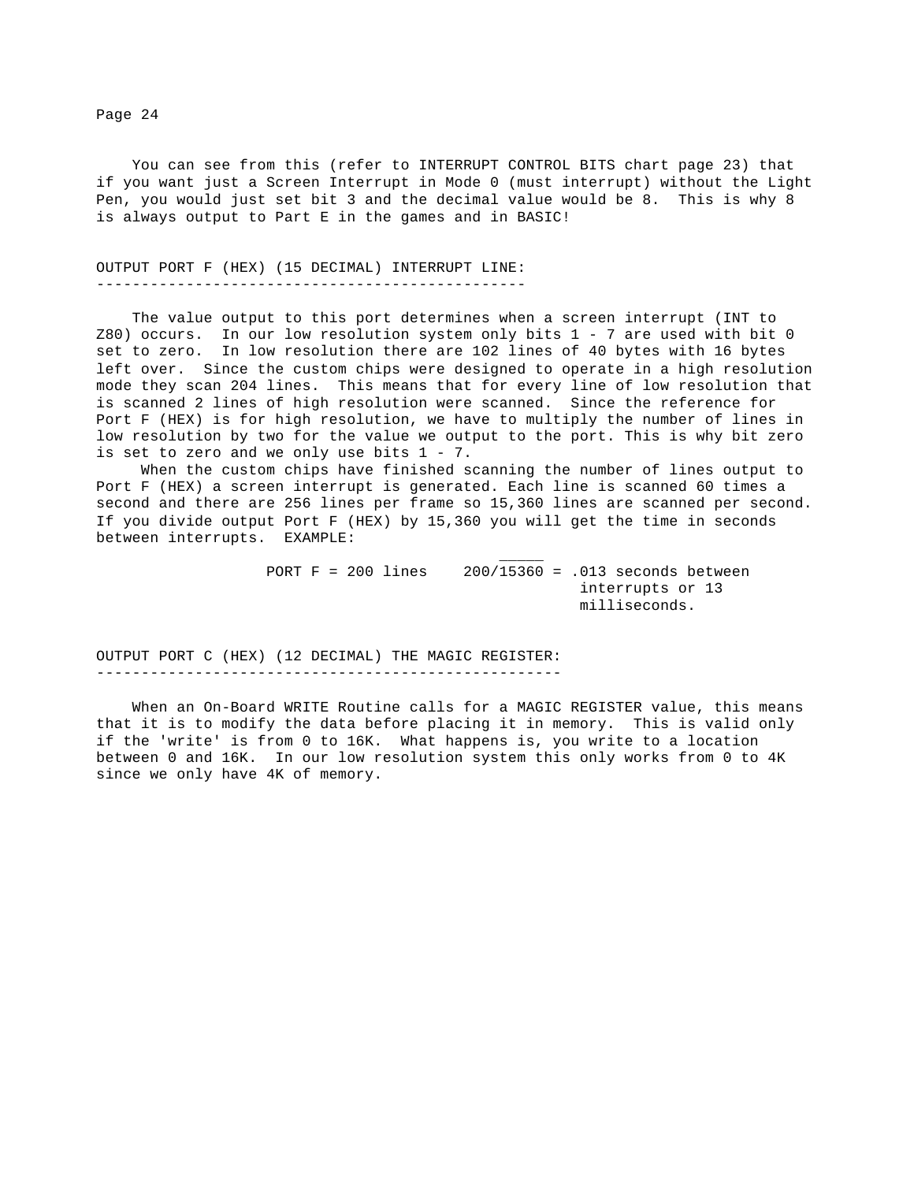You can see from this (refer to INTERRUPT CONTROL BITS chart page 23) that if you want just a Screen Interrupt in Mode 0 (must interrupt) without the Light Pen, you would just set bit 3 and the decimal value would be 8. This is why 8 is always output to Part E in the games and in BASIC!

## OUTPUT PORT F (HEX) (15 DECIMAL) INTERRUPT LINE:

The value output to this port determines when a screen interrupt (INT to Z80) occurs. In our low resolution system only bits 1 - 7 are used with bit 0 set to zero. In low resolution there are 102 lines of 40 bytes with 16 bytes left over. Since the custom chips were designed to operate in a high resolution mode they scan 204 lines. This means that for every line of low resolution that is scanned 2 lines of high resolution were scanned. Since the reference for Port F (HEX) is for high resolution, we have to multiply the number of lines in low resolution by two for the value we output to the port. This is why bit zero is set to zero and we only use bits 1 - 7.

When the custom chips have finished scanning the number of lines output to Port F (HEX) a screen interrupt is generated. Each line is scanned 60 times a second and there are 256 lines per frame so 15,360 lines are scanned per second. If you divide output Port F (HEX) by 15,360 you will get the time in seconds between interrupts. EXAMPLE:

PORT F = 200 lines    $200/15360 = .\overline{013}$ seconds between interrupts or 13 milliseconds.

## OUTPUT PORT C (HEX) (12 DECIMAL) THE MAGIC REGISTER:

When an On-Board WRITE Routine calls for a MAGIC REGISTER value, this means that it is to modify the data before placing it in memory. This is valid only if the 'write' is from 0 to 16K. What happens is, you write to a location between 0 and 16K. In our low resolution system this only works from 0 to 4K since we only have 4K of memory.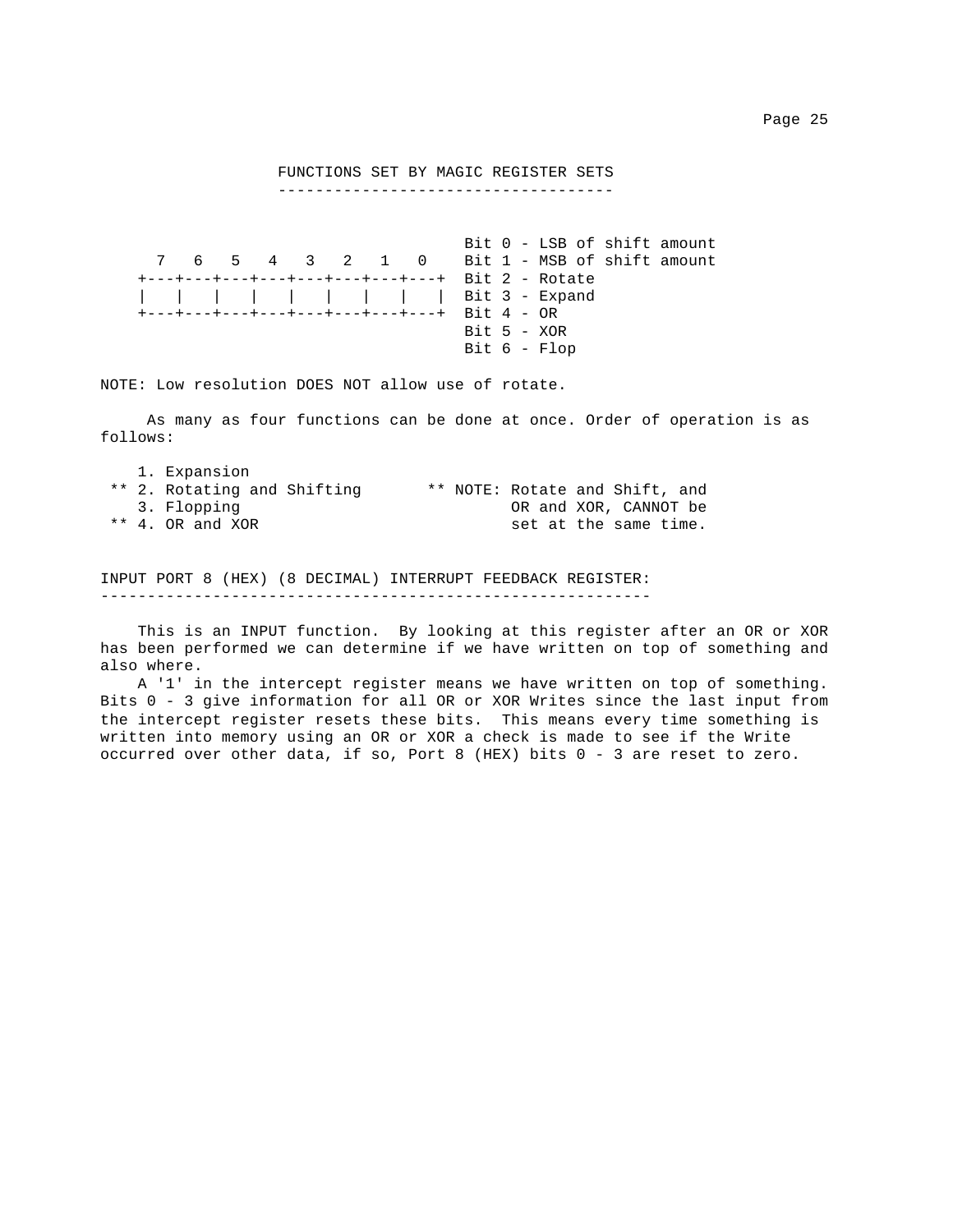## FUNCTIONS SET BY MAGIC REGISTER SETS

```
                                          Bit 0 - LSB of shift amount
   7   6   5   4   3   2   1   0          Bit 1 - MSB of shift amount
 +---+---+---+---+---+---+---+---+        Bit 2 - Rotate
 |   |   |   |   |   |   |   |   |        Bit 3 - Expand
 +---+---+---+---+---+---+---+---+        Bit 4 - OR
                                          Bit 5 - XOR
                                          Bit 6 - Flop
```

NOTE: Low resolution DOES NOT allow use of rotate.

As many as four functions can be done at once. Order of operation is as follows:

```
    1. Expansion
 ** 2. Rotating and Shifting       ** NOTE: Rotate and Shift, and
    3. Flopping                             OR and XOR, CANNOT be
 ** 4. OR and XOR                           set at the same time.
```

## INPUT PORT 8 (HEX) (8 DECIMAL) INTERRUPT FEEDBACK REGISTER:

This is an INPUT function. By looking at this register after an OR or XOR has been performed we can determine if we have written on top of something and also where.

A '1' in the intercept register means we have written on top of something. Bits 0 - 3 give information for all OR or XOR Writes since the last input from the intercept register resets these bits. This means every time something is written into memory using an OR or XOR a check is made to see if the Write occurred over other data, if so, Port 8 (HEX) bits 0 - 3 are reset to zero.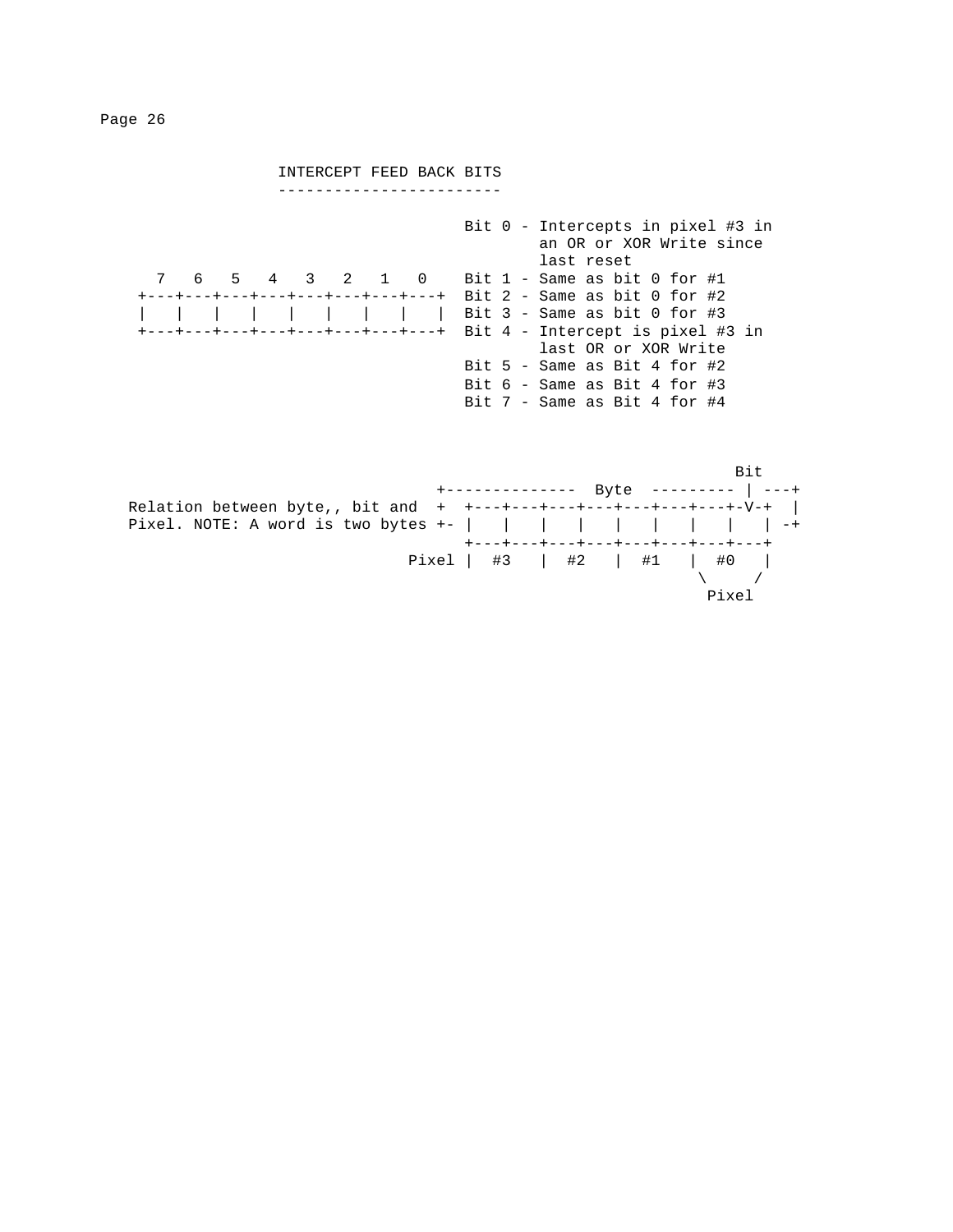## INTERCEPT FEED BACK BITS

```
                                          Bit 0 - Intercepts in pixel #3 in
                                                  an OR or XOR Write since
                                                  last reset
   7   6   5   4   3   2   1   0          Bit 1 - Same as bit 0 for #1
 +---+---+---+---+---+---+---+---+        Bit 2 - Same as bit 0 for #2
 |   |   |   |   |   |   |   |   |        Bit 3 - Same as bit 0 for #3
 +---+---+---+---+---+---+---+---+        Bit 4 - Intercept is pixel #3 in
                                                  last OR or XOR Write
                                          Bit 5 - Same as Bit 4 for #2
                                          Bit 6 - Same as Bit 4 for #3
                                          Bit 7 - Same as Bit 4 for #4
```

```
                                                                  Bit
                                  +-------------- Byte --------- | ---+
Relation between byte,, bit and  +  +---+---+---+---+---+---+---+-V-+  |
Pixel. NOTE: A word is two bytes +- |   |   |   |   |   |   |   |   | -+
                                    +---+---+---+---+---+---+---+---+
                              Pixel |  #3   |  #2   |  #1   |  #0   |
                                                             \     /
                                                              Pixel
```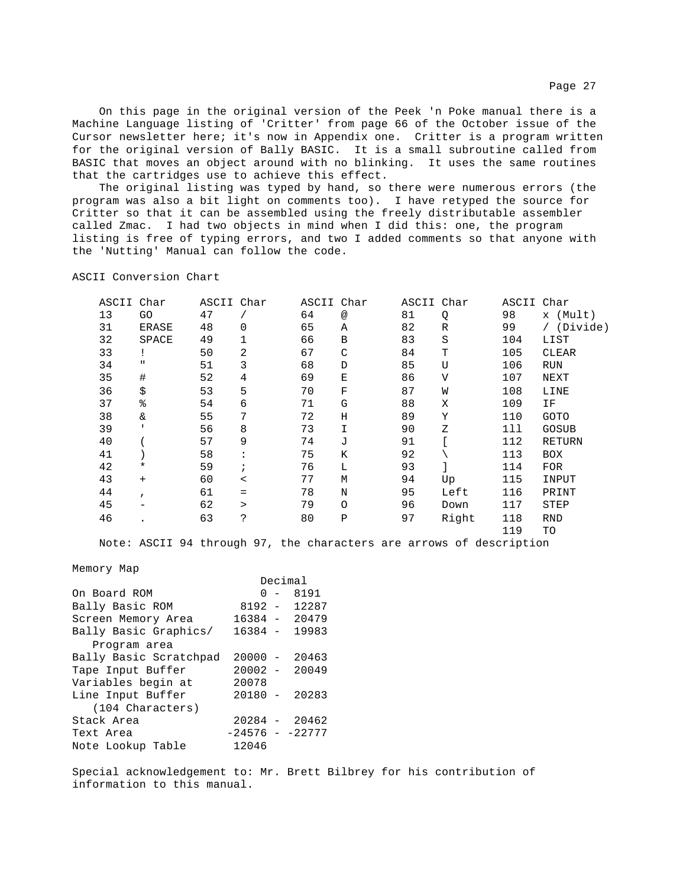On this page in the original version of the Peek 'n Poke manual there is a Machine Language listing of 'Critter' from page 66 of the October issue of the Cursor newsletter here; it's now in Appendix one. Critter is a program written for the original version of Bally BASIC. It is a small subroutine called from BASIC that moves an object around with no blinking. It uses the same routines that the cartridges use to achieve this effect.

The original listing was typed by hand, so there were numerous errors (the program was also a bit light on comments too). I have retyped the source for Critter so that it can be assembled using the freely distributable assembler called Zmac. I had two objects in mind when I did this: one, the program listing is free of typing errors, and two I added comments so that anyone with the 'Nutting' Manual can follow the code.

ASCII Conversion Chart

| ASCII | Char | ASCII | Char | ASCII | Char | ASCII | Char | ASCII | Char |
|---|---|---|---|---|---|---|---|---|---|
| 13 | GO | 47 | / | 64 | @ | 81 | Q | 98 | x (Mult) |
| 31 | ERASE | 48 | 0 | 65 | A | 82 | R | 99 | / (Divide) |
| 32 | SPACE | 49 | 1 | 66 | B | 83 | S | 104 | LIST |
| 33 | ! | 50 | 2 | 67 | C | 84 | T | 105 | CLEAR |
| 34 | " | 51 | 3 | 68 | D | 85 | U | 106 | RUN |
| 35 | # | 52 | 4 | 69 | E | 86 | V | 107 | NEXT |
| 36 | $ | 53 | 5 | 70 | F | 87 | W | 108 | LINE |
| 37 | % | 54 | 6 | 71 | G | 88 | X | 109 | IF |
| 38 | & | 55 | 7 | 72 | H | 89 | Y | 110 | GOTO |
| 39 | ' | 56 | 8 | 73 | I | 90 | Z | 1ll | GOSUB |
| 40 | ( | 57 | 9 | 74 | J | 91 | [ | 112 | RETURN |
| 41 | ) | 58 | : | 75 | K | 92 | \ | 113 | BOX |
| 42 | * | 59 | ; | 76 | L | 93 | ] | 114 | FOR |
| 43 | + | 60 | < | 77 | M | 94 | Up | 115 | INPUT |
| 44 | , | 61 | = | 78 | N | 95 | Left | 116 | PRINT |
| 45 | - | 62 | > | 79 | O | 96 | Down | 117 | STEP |
| 46 | . | 63 | ? | 80 | P | 97 | Right | 118 | RND |
| | | | | | | | | 119 | TO |

Note: ASCII 94 through 97, the characters are arrows of description

Memory Map

| | Decimal |
|---|---|
| On Board ROM | 0 - 8191 |
| Bally Basic ROM | 8192 - 12287 |
| Screen Memory Area | 16384 - 20479 |
| Bally Basic Graphics/ Program area | 16384 - 19983 |
| Bally Basic Scratchpad | 20000 - 20463 |
| Tape Input Buffer | 20002 - 20049 |
| Variables begin at | 20078 |
| Line Input Buffer (104 Characters) | 20180 - 20283 |
| Stack Area | 20284 - 20462 |
| Text Area | -24576 - -22777 |
| Note Lookup Table | 12046 |

Special acknowledgement to: Mr. Brett Bilbrey for his contribution of information to this manual.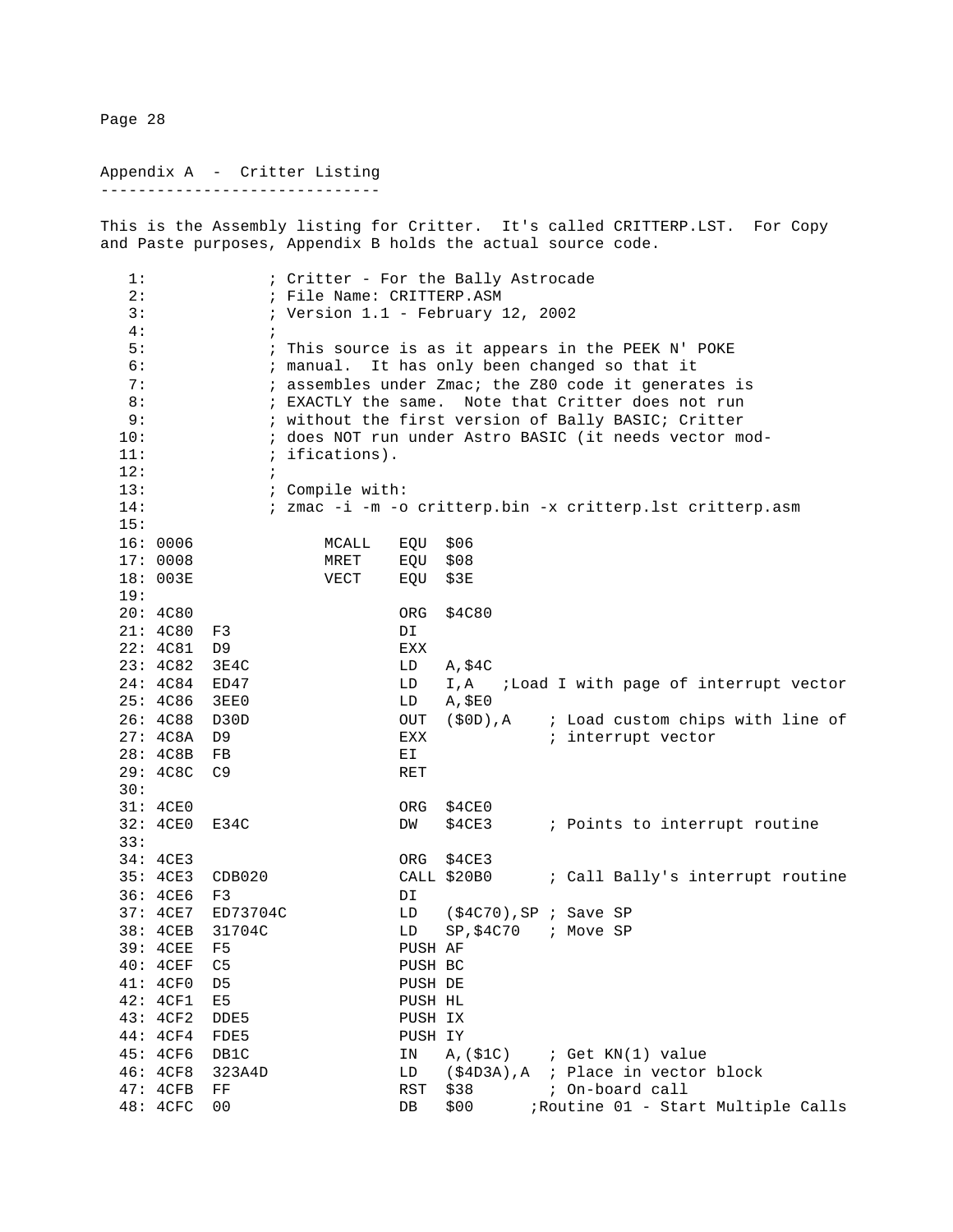## Appendix A - Critter Listing

------------------------------

This is the Assembly listing for Critter. It's called CRITTERP.LST. For Copy and Paste purposes, Appendix B holds the actual source code.

```
   1:             ; Critter - For the Bally Astrocade
   2:             ; File Name: CRITTERP.ASM
   3:             ; Version 1.1 - February 12, 2002
   4:             ;
   5:             ; This source is as it appears in the PEEK N' POKE
   6:             ; manual.  It has only been changed so that it
   7:             ; assembles under Zmac; the Z80 code it generates is
   8:             ; EXACTLY the same.  Note that Critter does not run
   9:             ; without the first version of Bally BASIC; Critter
  10:             ; does NOT run under Astro BASIC (it needs vector mod-
  11:             ; ifications).
  12:             ;
  13:             ; Compile with:
  14:             ; zmac -i -m -o critterp.bin -x critterp.lst critterp.asm
  15:
  16: 0006              MCALL   EQU  $06
  17: 0008              MRET    EQU  $08
  18: 003E              VECT    EQU  $3E
  19:
  20: 4C80                      ORG  $4C80
  21: 4C80  F3                  DI
  22: 4C81  D9                  EXX
  23: 4C82  3E4C                LD   A,$4C
  24: 4C84  ED47                LD   I,A   ;Load I with page of interrupt vector
  25: 4C86  3EE0                LD   A,$E0
  26: 4C88  D30D                OUT  ($0D),A    ; Load custom chips with line of
  27: 4C8A  D9                  EXX             ; interrupt vector
  28: 4C8B  FB                  EI
  29: 4C8C  C9                  RET
  30:
  31: 4CE0                      ORG  $4CE0
  32: 4CE0  E34C                DW   $4CE3      ; Points to interrupt routine
  33:
  34: 4CE3                      ORG  $4CE3
  35: 4CE3  CDB020              CALL $20B0      ; Call Bally's interrupt routine
  36: 4CE6  F3                  DI
  37: 4CE7  ED73704C            LD   ($4C70),SP ; Save SP
  38: 4CEB  31704C              LD   SP,$4C70   ; Move SP
  39: 4CEE  F5                  PUSH AF
  40: 4CEF  C5                  PUSH BC
  41: 4CF0  D5                  PUSH DE
  42: 4CF1  E5                  PUSH HL
  43: 4CF2  DDE5                PUSH IX
  44: 4CF4  FDE5                PUSH IY
  45: 4CF6  DB1C                IN   A,($1C)    ; Get KN(1) value
  46: 4CF8  323A4D              LD   ($4D3A),A  ; Place in vector block
  47: 4CFB  FF                  RST  $38        ; On-board call
  48: 4CFC  00                  DB   $00      ;Routine 01 - Start Multiple Calls
```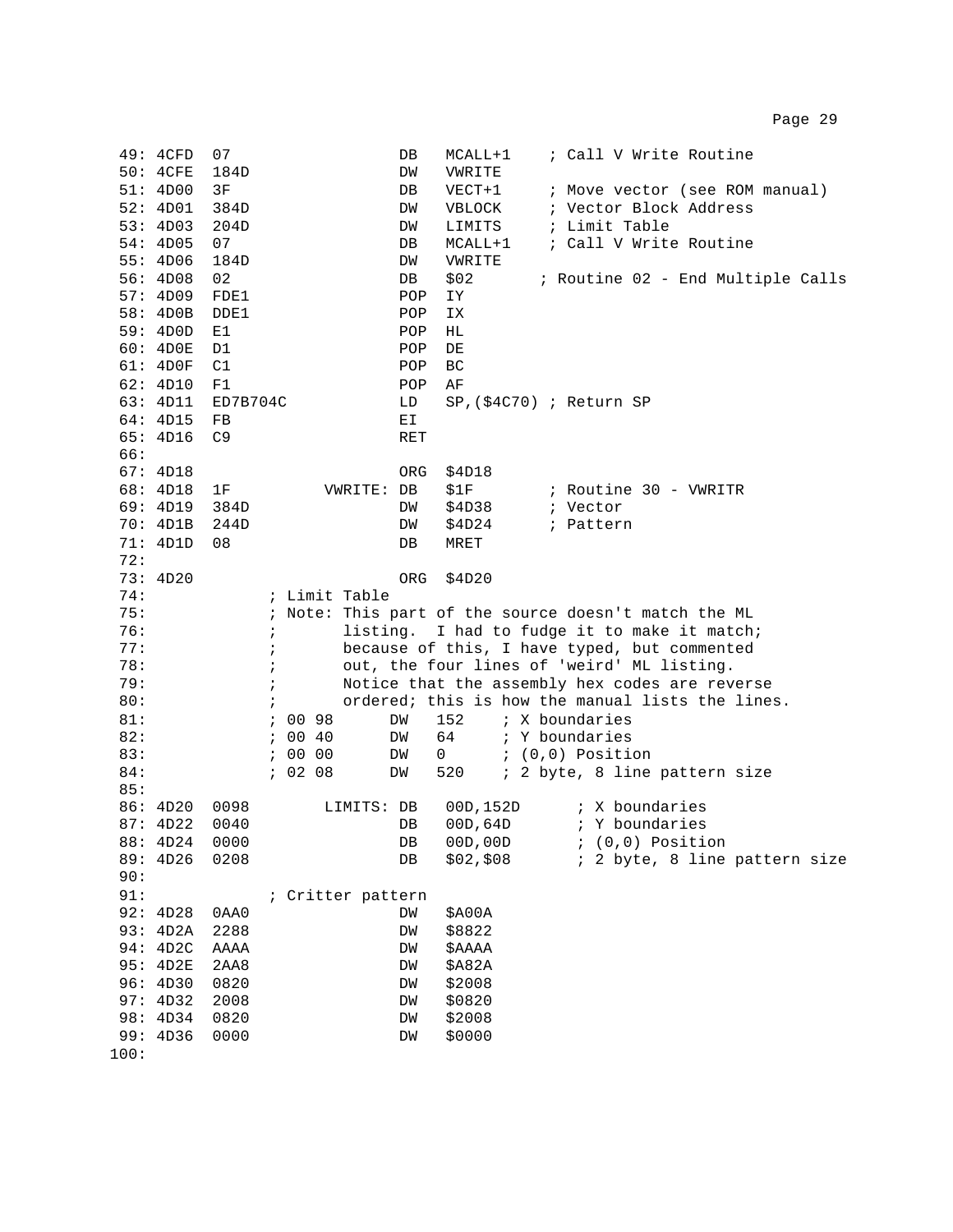```
 49: 4CFD  07                  DB   MCALL+1    ; Call V Write Routine
 50: 4CFE  184D                DW   VWRITE
 51: 4D00  3F                  DB   VECT+1     ; Move vector (see ROM manual)
 52: 4D01  384D                DW   VBLOCK     ; Vector Block Address
 53: 4D03  204D                DW   LIMITS     ; Limit Table
 54: 4D05  07                  DB   MCALL+1    ; Call V Write Routine
 55: 4D06  184D                DW   VWRITE
 56: 4D08  02                  DB   $02       ; Routine 02 - End Multiple Calls
 57: 4D09  FDE1                POP  IY
 58: 4D0B  DDE1                POP  IX
 59: 4D0D  E1                  POP  HL
 60: 4D0E  D1                  POP  DE
 61: 4D0F  C1                  POP  BC
 62: 4D10  F1                  POP  AF
 63: 4D11  ED7B704C            LD   SP,($4C70) ; Return SP
 64: 4D15  FB                  EI
 65: 4D16  C9                  RET
 66:
 67: 4D18                      ORG  $4D18
 68: 4D18  1F          VWRITE: DB   $1F        ; Routine 30 - VWRITR
 69: 4D19  384D                DW   $4D38      ; Vector
 70: 4D1B  244D                DW   $4D24      ; Pattern
 71: 4D1D  08                  DB   MRET
 72:
 73: 4D20                      ORG  $4D20
 74:             ; Limit Table
 75:             ; Note: This part of the source doesn't match the ML
 76:             ;       listing.  I had to fudge it to make it match;
 77:             ;       because of this, I have typed, but commented
 78:             ;       out, the four lines of 'weird' ML listing.
 79:             ;       Notice that the assembly hex codes are reverse
 80:             ;       ordered; this is how the manual lists the lines.
 81:             ; 00 98      DW   152    ; X boundaries
 82:             ; 00 40      DW   64     ; Y boundaries
 83:             ; 00 00      DW   0      ; (0,0) Position
 84:             ; 02 08      DW   520    ; 2 byte, 8 line pattern size
 85:
 86: 4D20  0098        LIMITS: DB   00D,152D      ; X boundaries
 87: 4D22  0040                DB   00D,64D       ; Y boundaries
 88: 4D24  0000                DB   00D,00D       ; (0,0) Position
 89: 4D26  0208                DB   $02,$08       ; 2 byte, 8 line pattern size
 90:
 91:             ; Critter pattern
 92: 4D28  0AA0                DW   $A00A
 93: 4D2A  2288                DW   $8822
 94: 4D2C  AAAA                DW   $AAAA
 95: 4D2E  2AA8                DW   $A82A
 96: 4D30  0820                DW   $2008
 97: 4D32  2008                DW   $0820
 98: 4D34  0820                DW   $2008
 99: 4D36  0000                DW   $0000
100:
```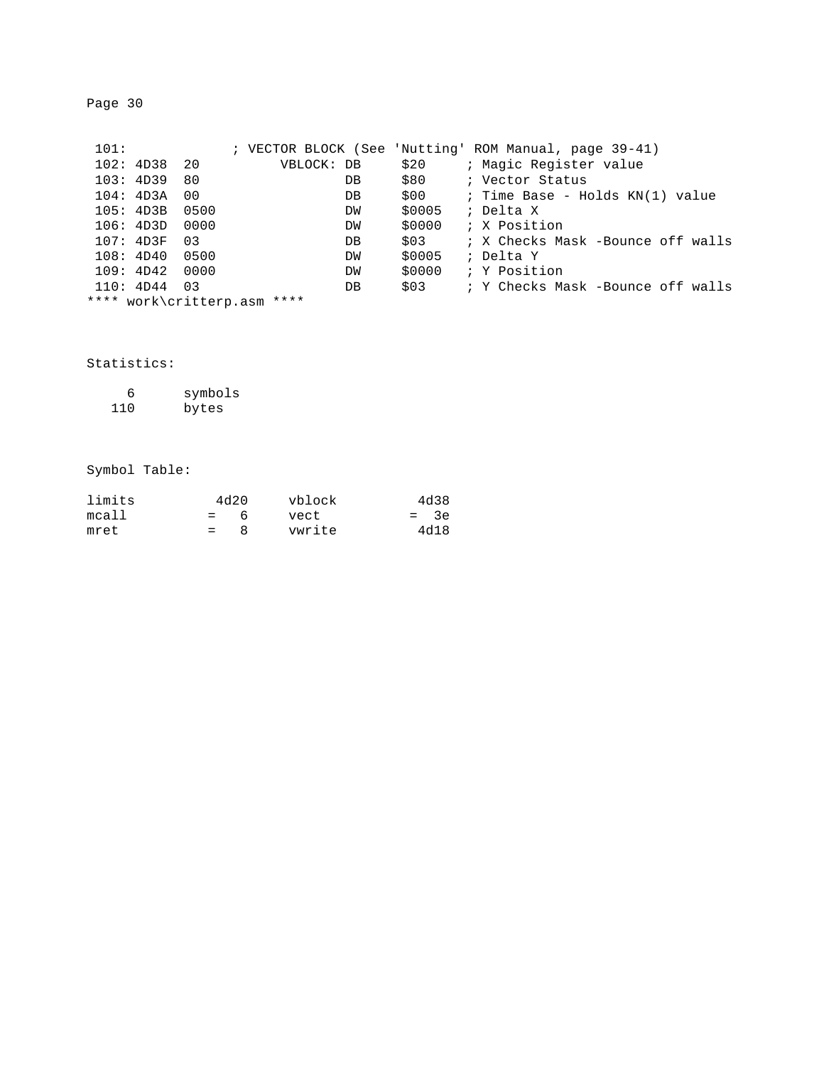```
 101:             ; VECTOR BLOCK (See 'Nutting' ROM Manual, page 39-41)
 102: 4D38  20          VBLOCK: DB     $20     ; Magic Register value
 103: 4D39  80                  DB     $80     ; Vector Status
 104: 4D3A  00                  DB     $00     ; Time Base - Holds KN(1) value
 105: 4D3B  0500                DW     $0005   ; Delta X
 106: 4D3D  0000                DW     $0000   ; X Position
 107: 4D3F  03                  DB     $03     ; X Checks Mask -Bounce off walls
 108: 4D40  0500                DW     $0005   ; Delta Y
 109: 4D42  0000                DW     $0000   ; Y Position
 110: 4D44  03                  DB     $03     ; Y Checks Mask -Bounce off walls
**** work\critterp.asm ****
```

Statistics:

```
     6      symbols
   110      bytes
```

Symbol Table:

```
limits          4d20     vblock          4d38
mcall         =   6      vect          =  3e
mret          =   8      vwrite          4d18
```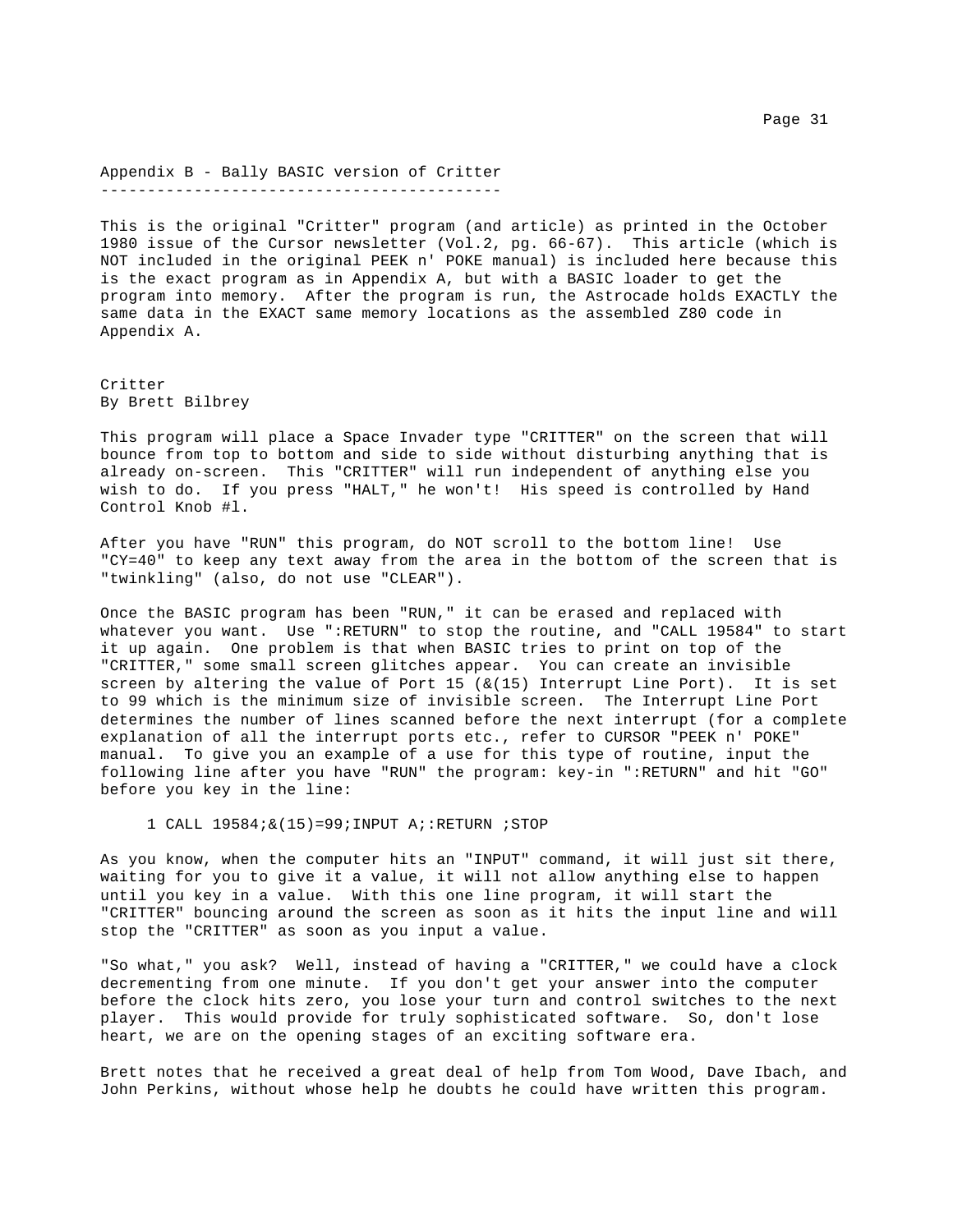## Appendix B - Bally BASIC version of Critter

This is the original "Critter" program (and article) as printed in the October 1980 issue of the Cursor newsletter (Vol.2, pg. 66-67). This article (which is NOT included in the original PEEK n' POKE manual) is included here because this is the exact program as in Appendix A, but with a BASIC loader to get the program into memory. After the program is run, the Astrocade holds EXACTLY the same data in the EXACT same memory locations as the assembled Z80 code in Appendix A.

### Critter
By Brett Bilbrey

This program will place a Space Invader type "CRITTER" on the screen that will bounce from top to bottom and side to side without disturbing anything that is already on-screen. This "CRITTER" will run independent of anything else you wish to do. If you press "HALT," he won't! His speed is controlled by Hand Control Knob #l.

After you have "RUN" this program, do NOT scroll to the bottom line! Use "CY=40" to keep any text away from the area in the bottom of the screen that is "twinkling" (also, do not use "CLEAR").

Once the BASIC program has been "RUN," it can be erased and replaced with whatever you want. Use ":RETURN" to stop the routine, and "CALL 19584" to start it up again. One problem is that when BASIC tries to print on top of the "CRITTER," some small screen glitches appear. You can create an invisible screen by altering the value of Port 15 (&(15) Interrupt Line Port). It is set to 99 which is the minimum size of invisible screen. The Interrupt Line Port determines the number of lines scanned before the next interrupt (for a complete explanation of all the interrupt ports etc., refer to CURSOR "PEEK n' POKE" manual. To give you an example of a use for this type of routine, input the following line after you have "RUN" the program: key-in ":RETURN" and hit "GO" before you key in the line:

```
1 CALL 19584;&(15)=99;INPUT A;:RETURN ;STOP
```

As you know, when the computer hits an "INPUT" command, it will just sit there, waiting for you to give it a value, it will not allow anything else to happen until you key in a value. With this one line program, it will start the "CRITTER" bouncing around the screen as soon as it hits the input line and will stop the "CRITTER" as soon as you input a value.

"So what," you ask? Well, instead of having a "CRITTER," we could have a clock decrementing from one minute. If you don't get your answer into the computer before the clock hits zero, you lose your turn and control switches to the next player. This would provide for truly sophisticated software. So, don't lose heart, we are on the opening stages of an exciting software era.

Brett notes that he received a great deal of help from Tom Wood, Dave Ibach, and John Perkins, without whose help he doubts he could have written this program.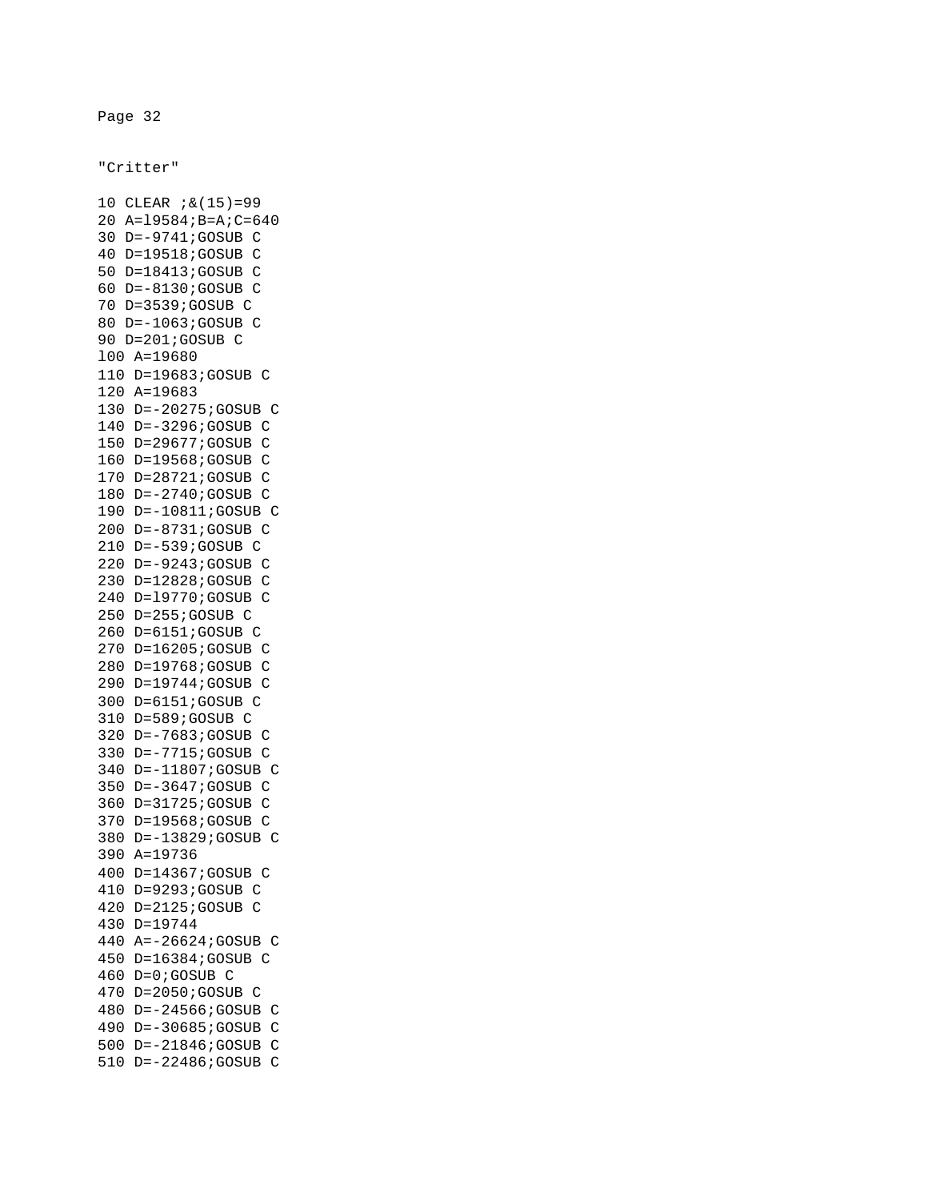"Critter"

```
10 CLEAR ;&(15)=99
20 A=l9584;B=A;C=640
30 D=-9741;GOSUB C
40 D=19518;GOSUB C
50 D=18413;GOSUB C
60 D=-8130;GOSUB C
70 D=3539;GOSUB C
80 D=-1063;GOSUB C
90 D=201;GOSUB C
l00 A=19680
110 D=19683;GOSUB C
120 A=19683
130 D=-20275;GOSUB C
140 D=-3296;GOSUB C
150 D=29677;GOSUB C
160 D=19568;GOSUB C
170 D=28721;GOSUB C
180 D=-2740;GOSUB C
190 D=-10811;GOSUB C
200 D=-8731;GOSUB C
210 D=-539;GOSUB C
220 D=-9243;GOSUB C
230 D=12828;GOSUB C
240 D=l9770;GOSUB C
250 D=255;GOSUB C
260 D=6151;GOSUB C
270 D=16205;GOSUB C
280 D=19768;GOSUB C
290 D=19744;GOSUB C
300 D=6151;GOSUB C
310 D=589;GOSUB C
320 D=-7683;GOSUB C
330 D=-7715;GOSUB C
340 D=-11807;GOSUB C
350 D=-3647;GOSUB C
360 D=31725;GOSUB C
370 D=19568;GOSUB C
380 D=-13829;GOSUB C
390 A=19736
400 D=14367;GOSUB C
410 D=9293;GOSUB C
420 D=2125;GOSUB C
430 D=19744
440 A=-26624;GOSUB C
450 D=16384;GOSUB C
460 D=0;GOSUB C
470 D=2050;GOSUB C
480 D=-24566;GOSUB C
490 D=-30685;GOSUB C
500 D=-21846;GOSUB C
510 D=-22486;GOSUB C
```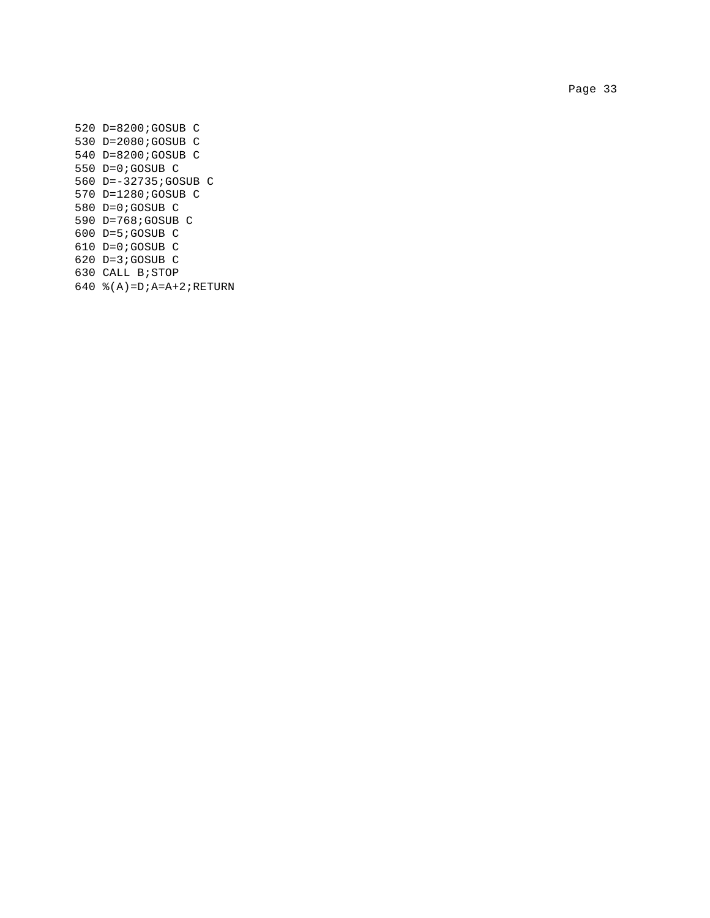```
520 D=8200;GOSUB C
530 D=2080;GOSUB C
540 D=8200;GOSUB C
550 D=0;GOSUB C
560 D=-32735;GOSUB C
570 D=1280;GOSUB C
580 D=0;GOSUB C
590 D=768;GOSUB C
600 D=5;GOSUB C
610 D=0;GOSUB C
620 D=3;GOSUB C
630 CALL B;STOP
640 %(A)=D;A=A+2;RETURN
```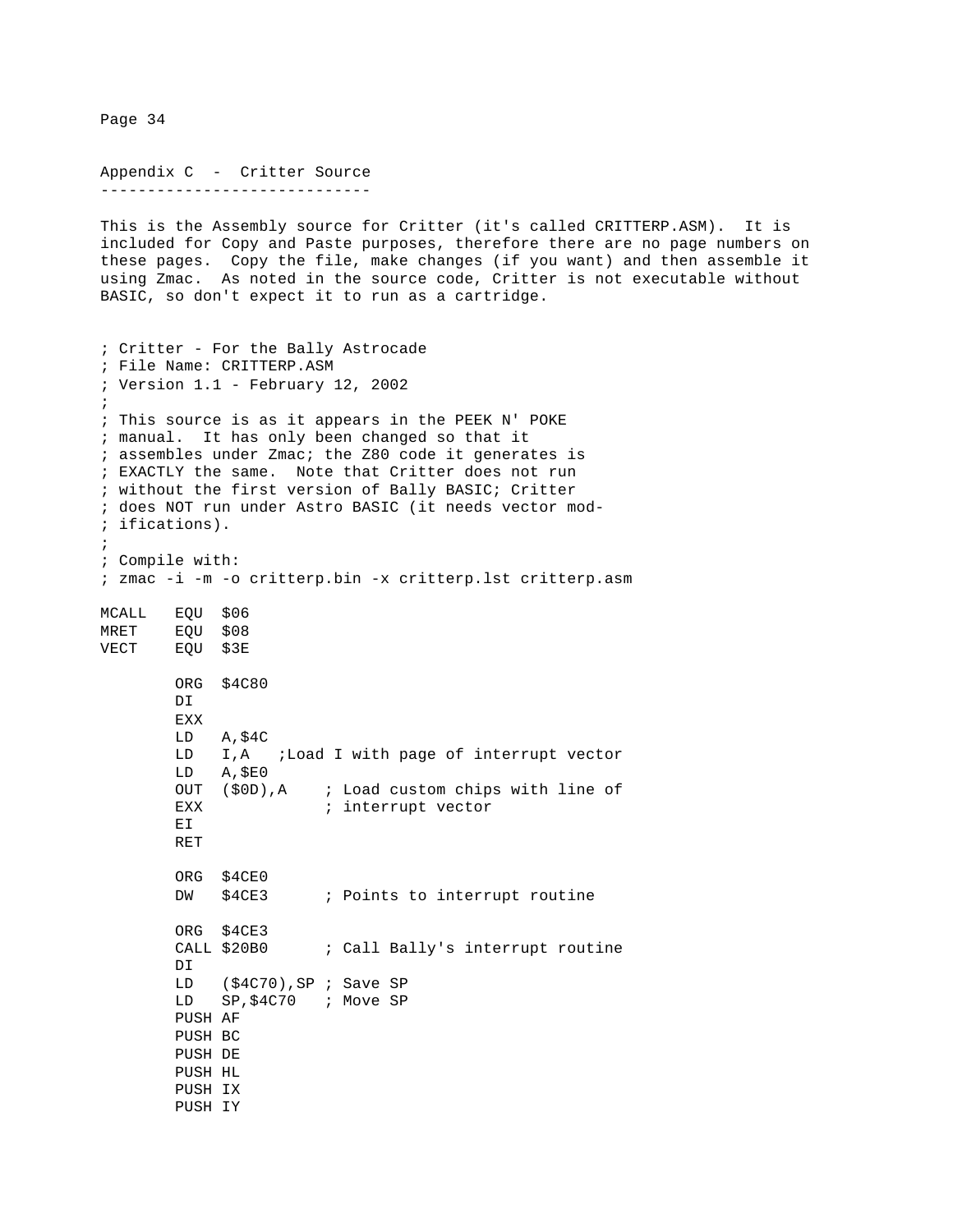## Appendix C - Critter Source

This is the Assembly source for Critter (it's called CRITTERP.ASM). It is included for Copy and Paste purposes, therefore there are no page numbers on these pages. Copy the file, make changes (if you want) and then assemble it using Zmac. As noted in the source code, Critter is not executable without BASIC, so don't expect it to run as a cartridge.

```
; Critter - For the Bally Astrocade
; File Name: CRITTERP.ASM
; Version 1.1 - February 12, 2002
;
; This source is as it appears in the PEEK N' POKE
; manual.  It has only been changed so that it
; assembles under Zmac; the Z80 code it generates is
; EXACTLY the same.  Note that Critter does not run
; without the first version of Bally BASIC; Critter
; does NOT run under Astro BASIC (it needs vector mod-
; ifications).
;
; Compile with:
; zmac -i -m -o critterp.bin -x critterp.lst critterp.asm

MCALL   EQU  $06
MRET    EQU  $08
VECT    EQU  $3E

        ORG  $4C80
        DI
        EXX
        LD   A,$4C
        LD   I,A   ;Load I with page of interrupt vector
        LD   A,$E0
        OUT  ($0D),A    ; Load custom chips with line of
        EXX             ; interrupt vector
        EI
        RET

        ORG  $4CE0
        DW   $4CE3      ; Points to interrupt routine

        ORG  $4CE3
        CALL $20B0      ; Call Bally's interrupt routine
        DI
        LD   ($4C70),SP ; Save SP
        LD   SP,$4C70   ; Move SP
        PUSH AF
        PUSH BC
        PUSH DE
        PUSH HL
        PUSH IX
        PUSH IY
```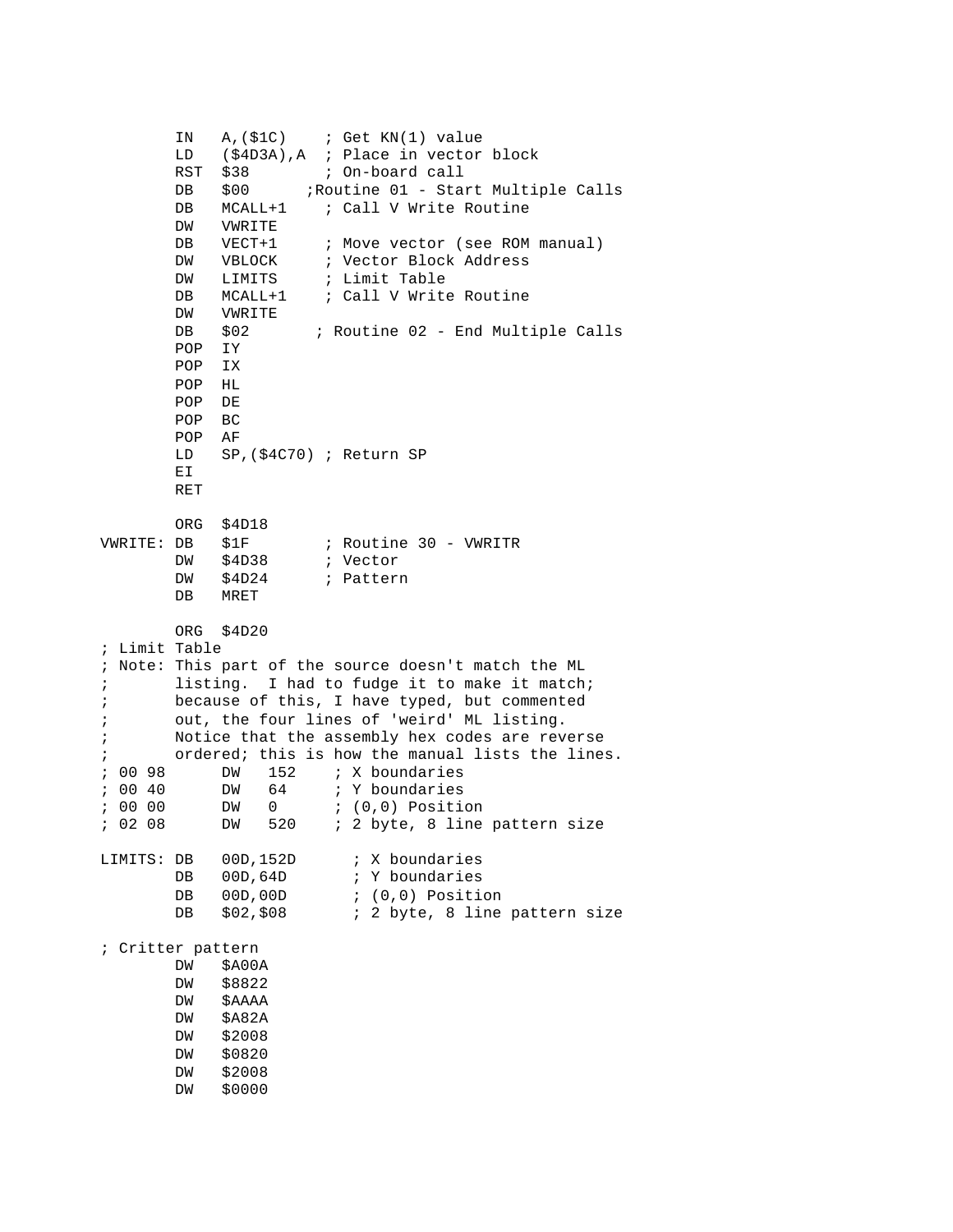```
        IN   A,($1C)    ; Get KN(1) value
        LD   ($4D3A),A  ; Place in vector block
        RST  $38        ; On-board call
        DB   $00      ;Routine 01 - Start Multiple Calls
        DB   MCALL+1    ; Call V Write Routine
        DW   VWRITE
        DB   VECT+1     ; Move vector (see ROM manual)
        DW   VBLOCK     ; Vector Block Address
        DW   LIMITS     ; Limit Table
        DB   MCALL+1    ; Call V Write Routine
        DW   VWRITE
        DB   $02       ; Routine 02 - End Multiple Calls
        POP  IY
        POP  IX
        POP  HL
        POP  DE
        POP  BC
        POP  AF
        LD   SP,($4C70) ; Return SP
        EI
        RET

        ORG  $4D18
VWRITE: DB   $1F        ; Routine 30 - VWRITR
        DW   $4D38      ; Vector
        DW   $4D24      ; Pattern
        DB   MRET

        ORG  $4D20
; Limit Table
; Note: This part of the source doesn't match the ML
;       listing.  I had to fudge it to make it match;
;       because of this, I have typed, but commented
;       out, the four lines of 'weird' ML listing.
;       Notice that the assembly hex codes are reverse
;       ordered; this is how the manual lists the lines.
; 00 98      DW   152    ; X boundaries
; 00 40      DW   64     ; Y boundaries
; 00 00      DW   0      ; (0,0) Position
; 02 08      DW   520    ; 2 byte, 8 line pattern size

LIMITS: DB   00D,152D      ; X boundaries
        DB   00D,64D       ; Y boundaries
        DB   00D,00D       ; (0,0) Position
        DB   $02,$08       ; 2 byte, 8 line pattern size

; Critter pattern
        DW   $A00A
        DW   $8822
        DW   $AAAA
        DW   $A82A
        DW   $2008
        DW   $0820
        DW   $2008
        DW   $0000
```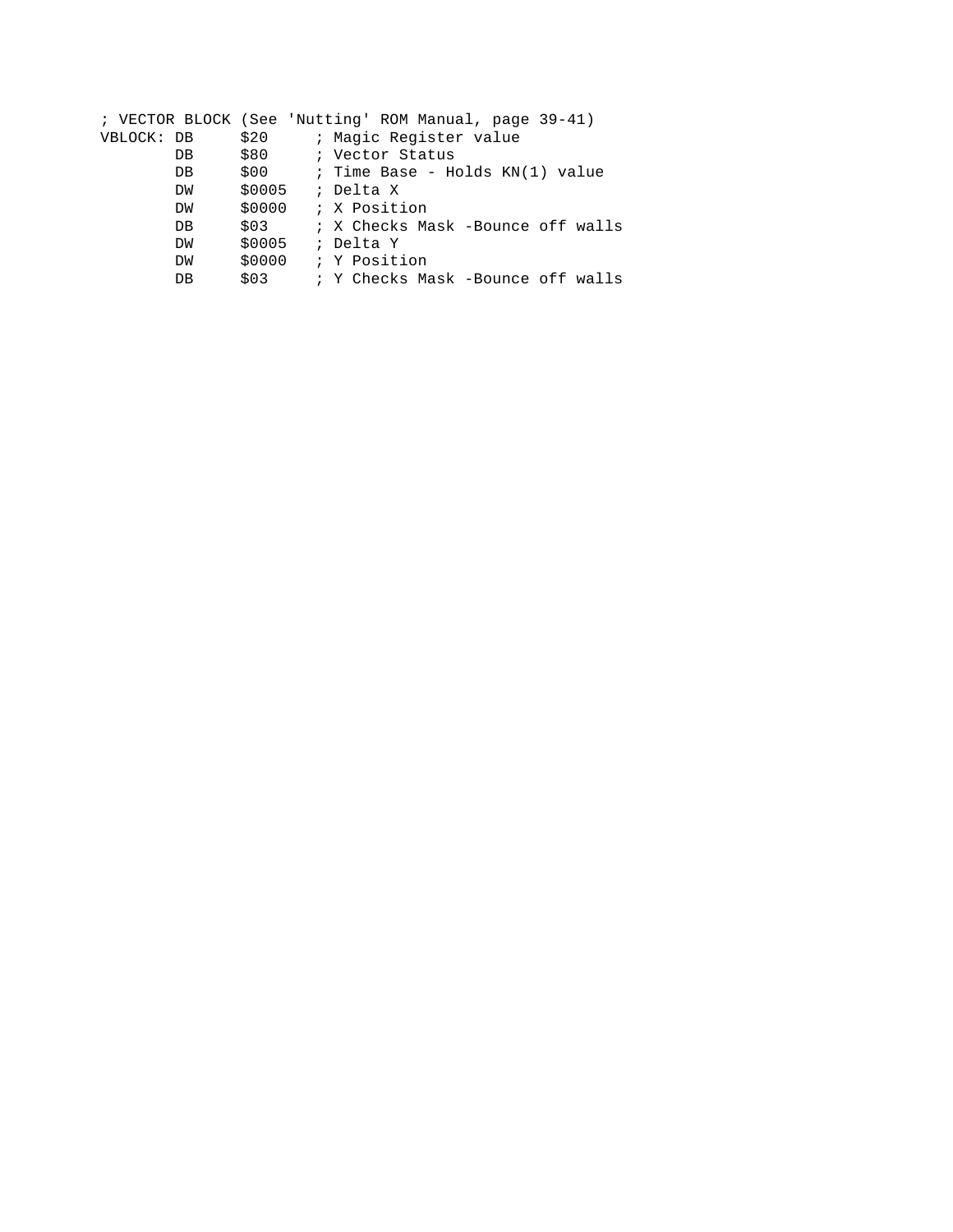```
; VECTOR BLOCK (See 'Nutting' ROM Manual, page 39-41)
VBLOCK: DB     $20     ; Magic Register value
        DB     $80     ; Vector Status
        DB     $00     ; Time Base - Holds KN(1) value
        DW     $0005   ; Delta X
        DW     $0000   ; X Position
        DB     $03     ; X Checks Mask -Bounce off walls
        DW     $0005   ; Delta Y
        DW     $0000   ; Y Position
        DB     $03     ; Y Checks Mask -Bounce off walls
```